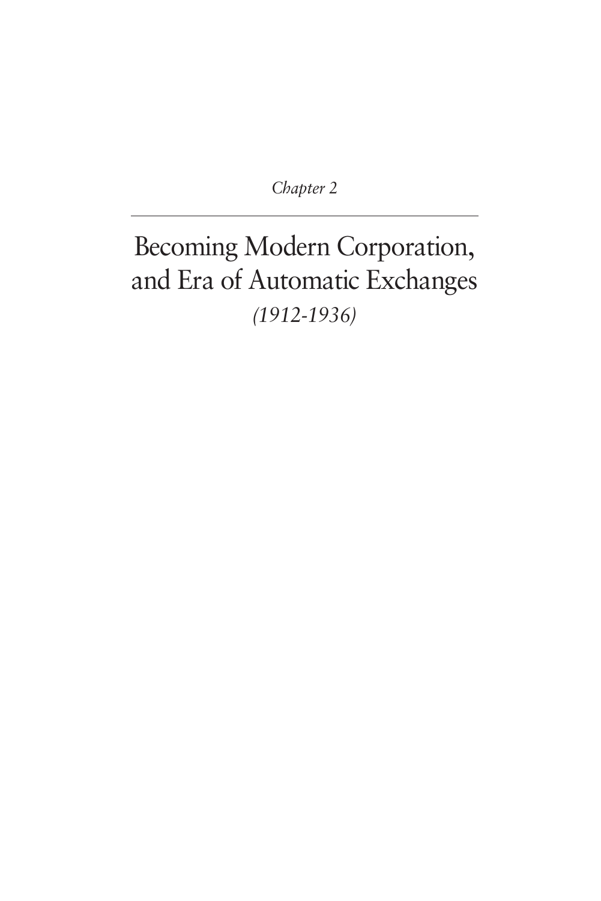*Chapter 2*

# Becoming Modern Corporation, and Era of Automatic Exchanges

*(1912-1936)*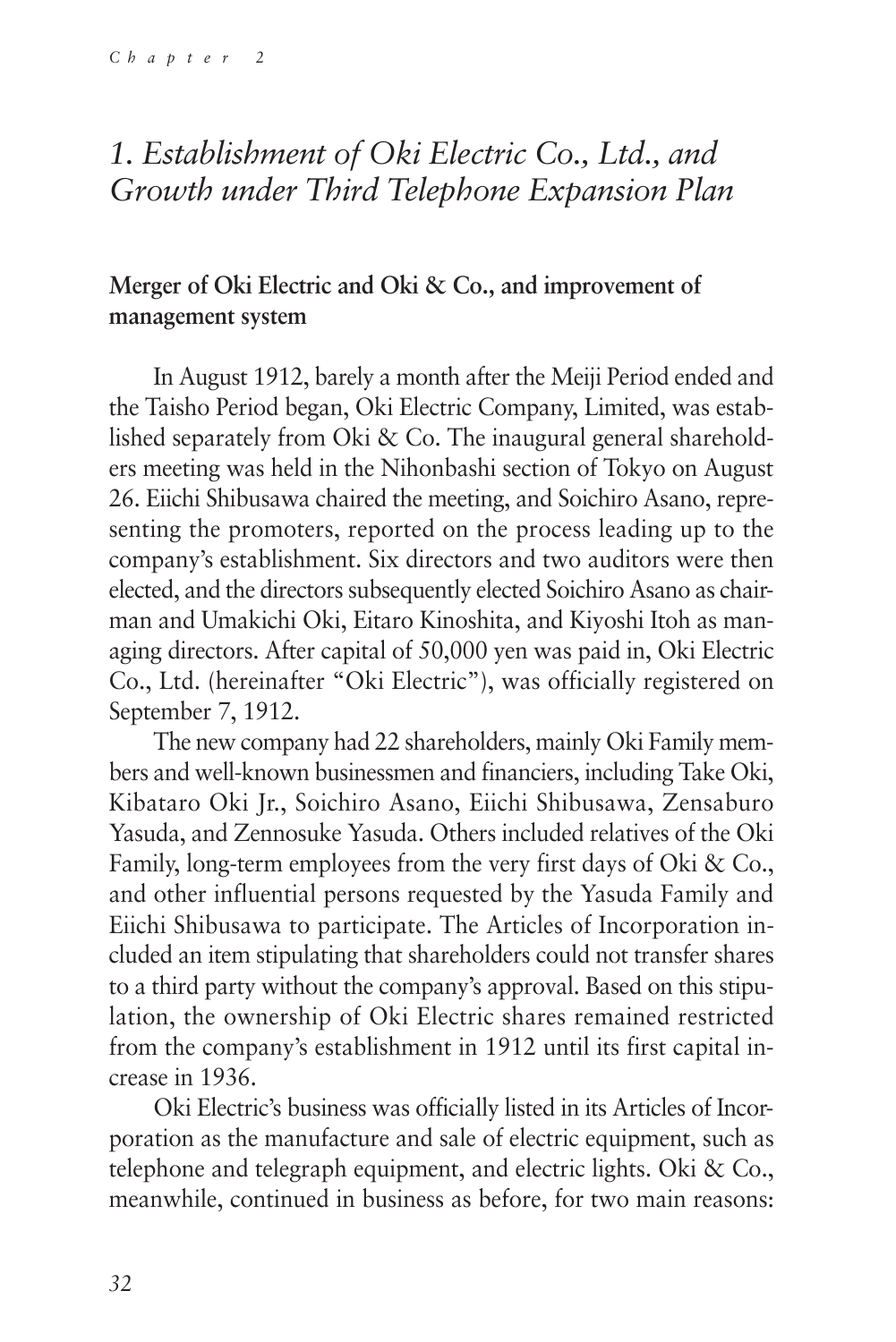## *1. Establishment of Oki Electric Co., Ltd., and Growth under Third Telephone Expansion Plan*

### Merger of Oki Electric and Oki & Co., and improvement of management system

In August 1912, barely a month after the Meiji Period ended and the Taisho Period began, Oki Electric Company, Limited, was established separately from Oki & Co. The inaugural general shareholders meeting was held in the Nihonbashi section of Tokyo on August 26. Eiichi Shibusawa chaired the meeting, and Soichiro Asano, representing the promoters, reported on the process leading up to the company's establishment. Six directors and two auditors were then elected, and the directors subsequently elected Soichiro Asano as chairman and Umakichi Oki, Eitaro Kinoshita, and Kiyoshi Itoh as managing directors. After capital of 50,000 yen was paid in, Oki Electric Co., Ltd. (hereinafter "Oki Electric"), was officially registered on September 7, 1912.

The new company had 22 shareholders, mainly Oki Family members and well-known businessmen and financiers, including Take Oki, Kibataro Oki Jr., Soichiro Asano, Eiichi Shibusawa, Zensaburo Yasuda, and Zennosuke Yasuda. Others included relatives of the Oki Family, long-term employees from the very first days of Oki & Co., and other influential persons requested by the Yasuda Family and Eiichi Shibusawa to participate. The Articles of Incorporation included an item stipulating that shareholders could not transfer shares to a third party without the company's approval. Based on this stipulation, the ownership of Oki Electric shares remained restricted from the company's establishment in 1912 until its first capital increase in 1936.

Oki Electric's business was officially listed in its Articles of Incorporation as the manufacture and sale of electric equipment, such as telephone and telegraph equipment, and electric lights. Oki & Co., meanwhile, continued in business as before, for two main reasons: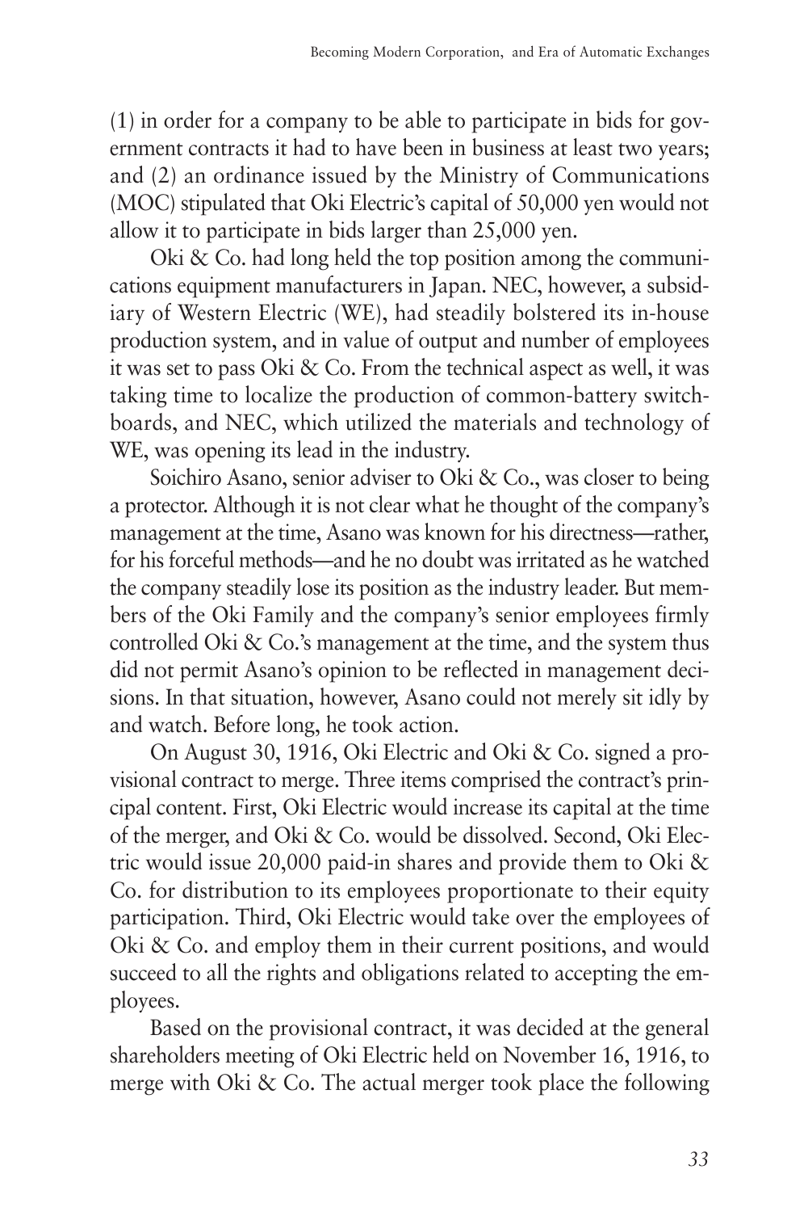(1) in order for a company to be able to participate in bids for government contracts it had to have been in business at least two years; and (2) an ordinance issued by the Ministry of Communications (MOC) stipulated that Oki Electric's capital of 50,000 yen would not allow it to participate in bids larger than 25,000 yen.

Oki & Co. had long held the top position among the communications equipment manufacturers in Japan. NEC, however, a subsidiary of Western Electric (WE), had steadily bolstered its in-house production system, and in value of output and number of employees it was set to pass Oki & Co. From the technical aspect as well, it was taking time to localize the production of common-battery switchboards, and NEC, which utilized the materials and technology of WE, was opening its lead in the industry.

Soichiro Asano, senior adviser to Oki & Co., was closer to being a protector. Although it is not clear what he thought of the company's management at the time, Asano was known for his directness—rather, for his forceful methods—and he no doubt was irritated as he watched the company steadily lose its position as the industry leader. But members of the Oki Family and the company's senior employees firmly controlled Oki & Co.'s management at the time, and the system thus did not permit Asano's opinion to be reflected in management decisions. In that situation, however, Asano could not merely sit idly by and watch. Before long, he took action.

On August 30, 1916, Oki Electric and Oki & Co. signed a provisional contract to merge. Three items comprised the contract's principal content. First, Oki Electric would increase its capital at the time of the merger, and Oki & Co. would be dissolved. Second, Oki Electric would issue 20,000 paid-in shares and provide them to Oki & Co. for distribution to its employees proportionate to their equity participation. Third, Oki Electric would take over the employees of Oki & Co. and employ them in their current positions, and would succeed to all the rights and obligations related to accepting the employees.

Based on the provisional contract, it was decided at the general shareholders meeting of Oki Electric held on November 16, 1916, to merge with Oki & Co. The actual merger took place the following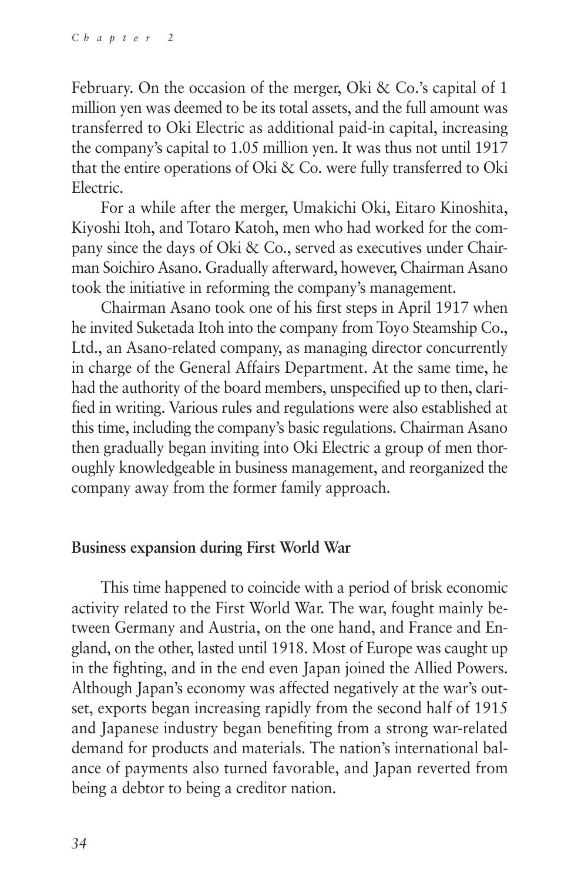February. On the occasion of the merger, Oki & Co.'s capital of 1 million yen was deemed to be its total assets, and the full amount was transferred to Oki Electric as additional paid-in capital, increasing the company's capital to 1.05 million yen. It was thus not until 1917 that the entire operations of Oki & Co. were fully transferred to Oki Electric.

For a while after the merger, Umakichi Oki, Eitaro Kinoshita, Kiyoshi Itoh, and Totaro Katoh, men who had worked for the company since the days of Oki & Co., served as executives under Chairman Soichiro Asano. Gradually afterward, however, Chairman Asano took the initiative in reforming the company's management.

Chairman Asano took one of his first steps in April 1917 when he invited Suketada Itoh into the company from Toyo Steamship Co., Ltd., an Asano-related company, as managing director concurrently in charge of the General Affairs Department. At the same time, he had the authority of the board members, unspecified up to then, clarified in writing. Various rules and regulations were also established at this time, including the company's basic regulations. Chairman Asano then gradually began inviting into Oki Electric a group of men thoroughly knowledgeable in business management, and reorganized the company away from the former family approach.

### Business expansion during First World War

This time happened to coincide with a period of brisk economic activity related to the First World War. The war, fought mainly between Germany and Austria, on the one hand, and France and England, on the other, lasted until 1918. Most of Europe was caught up in the fighting, and in the end even Japan joined the Allied Powers. Although Japan's economy was affected negatively at the war's outset, exports began increasing rapidly from the second half of 1915 and Japanese industry began benefiting from a strong war-related demand for products and materials. The nation's international balance of payments also turned favorable, and Japan reverted from being a debtor to being a creditor nation.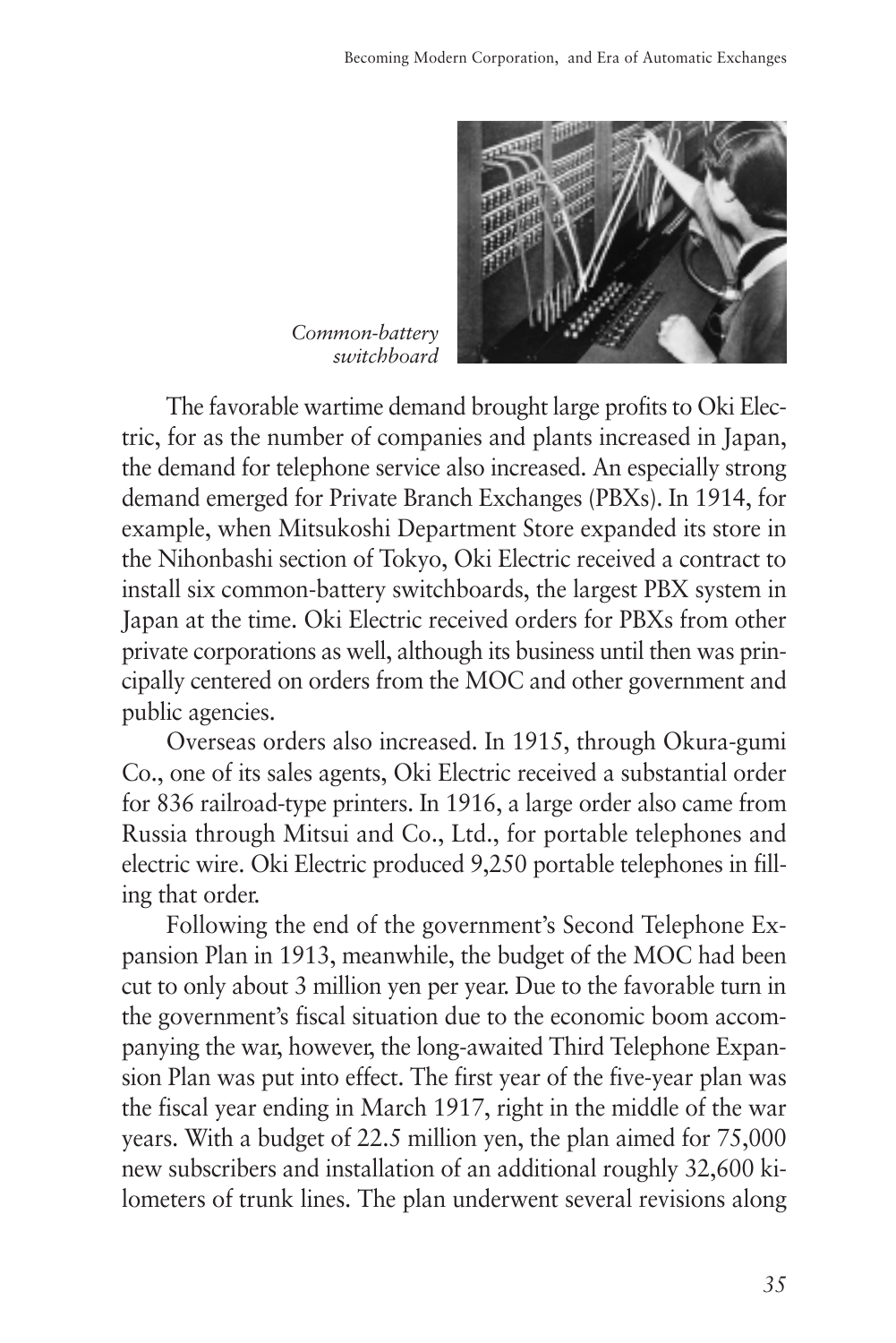*Common-battery switchboard*

The favorable wartime demand brought large profits to Oki Electric, for as the number of companies and plants increased in Japan, the demand for telephone service also increased. An especially strong demand emerged for Private Branch Exchanges (PBXs). In 1914, for example, when Mitsukoshi Department Store expanded its store in the Nihonbashi section of Tokyo, Oki Electric received a contract to install six common-battery switchboards, the largest PBX system in Japan at the time. Oki Electric received orders for PBXs from other private corporations as well, although its business until then was principally centered on orders from the MOC and other government and public agencies.

Overseas orders also increased. In 1915, through Okura-gumi Co., one of its sales agents, Oki Electric received a substantial order for 836 railroad-type printers. In 1916, a large order also came from Russia through Mitsui and Co., Ltd., for portable telephones and electric wire. Oki Electric produced 9,250 portable telephones in filling that order.

Following the end of the government's Second Telephone Expansion Plan in 1913, meanwhile, the budget of the MOC had been cut to only about 3 million yen per year. Due to the favorable turn in the government's fiscal situation due to the economic boom accompanying the war, however, the long-awaited Third Telephone Expansion Plan was put into effect. The first year of the five-year plan was the fiscal year ending in March 1917, right in the middle of the war years. With a budget of 22.5 million yen, the plan aimed for 75,000 new subscribers and installation of an additional roughly 32,600 kilometers of trunk lines. The plan underwent several revisions along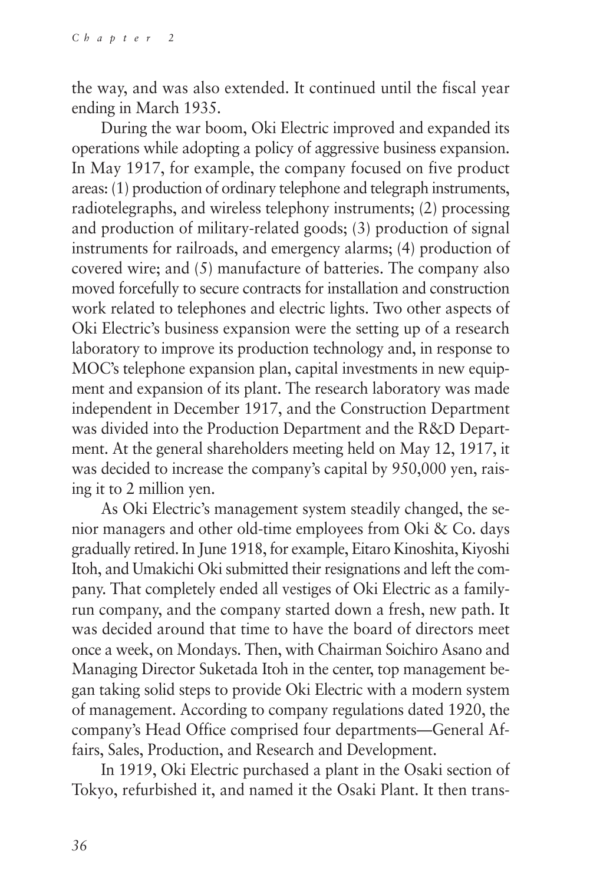the way, and was also extended. It continued until the fiscal year ending in March 1935.

During the war boom, Oki Electric improved and expanded its operations while adopting a policy of aggressive business expansion. In May 1917, for example, the company focused on five product areas: (1) production of ordinary telephone and telegraph instruments, radiotelegraphs, and wireless telephony instruments; (2) processing and production of military-related goods; (3) production of signal instruments for railroads, and emergency alarms; (4) production of covered wire; and (5) manufacture of batteries. The company also moved forcefully to secure contracts for installation and construction work related to telephones and electric lights. Two other aspects of Oki Electric's business expansion were the setting up of a research laboratory to improve its production technology and, in response to MOC's telephone expansion plan, capital investments in new equipment and expansion of its plant. The research laboratory was made independent in December 1917, and the Construction Department was divided into the Production Department and the R&D Department. At the general shareholders meeting held on May 12, 1917, it was decided to increase the company's capital by 950,000 yen, raising it to 2 million yen.

As Oki Electric's management system steadily changed, the senior managers and other old-time employees from Oki & Co. days gradually retired. In June 1918, for example, Eitaro Kinoshita, Kiyoshi Itoh, and Umakichi Oki submitted their resignations and left the company. That completely ended all vestiges of Oki Electric as a family-run company, and the company started down a fresh, new path. It was decided around that time to have the board of directors meet once a week, on Mondays. Then, with Chairman Soichiro Asano and Managing Director Suketada Itoh in the center, top management began taking solid steps to provide Oki Electric with a modern system of management. According to company regulations dated 1920, the company's Head Office comprised four departments—General Affairs, Sales, Production, and Research and Development.

In 1919, Oki Electric purchased a plant in the Osaki section of Tokyo, refurbished it, and named it the Osaki Plant. It then trans-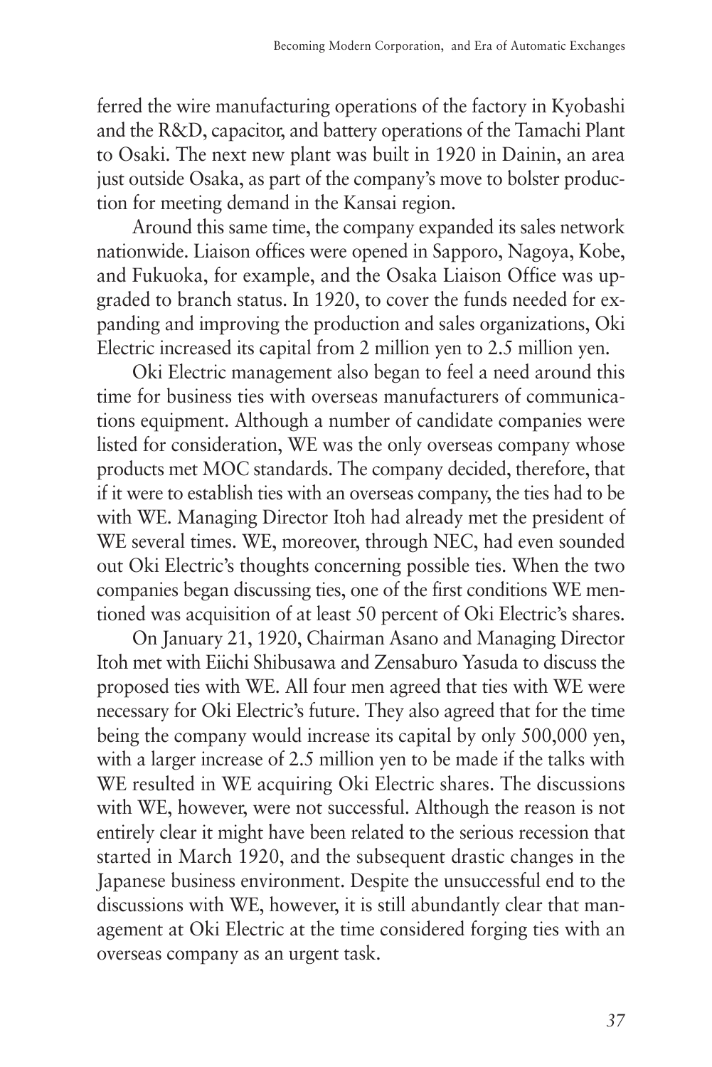ferred the wire manufacturing operations of the factory in Kyobashi and the R&D, capacitor, and battery operations of the Tamachi Plant to Osaki. The next new plant was built in 1920 in Dainin, an area just outside Osaka, as part of the company's move to bolster production for meeting demand in the Kansai region.

Around this same time, the company expanded its sales network nationwide. Liaison offices were opened in Sapporo, Nagoya, Kobe, and Fukuoka, for example, and the Osaka Liaison Office was upgraded to branch status. In 1920, to cover the funds needed for expanding and improving the production and sales organizations, Oki Electric increased its capital from 2 million yen to 2.5 million yen.

Oki Electric management also began to feel a need around this time for business ties with overseas manufacturers of communications equipment. Although a number of candidate companies were listed for consideration, WE was the only overseas company whose products met MOC standards. The company decided, therefore, that if it were to establish ties with an overseas company, the ties had to be with WE. Managing Director Itoh had already met the president of WE several times. WE, moreover, through NEC, had even sounded out Oki Electric's thoughts concerning possible ties. When the two companies began discussing ties, one of the first conditions WE mentioned was acquisition of at least 50 percent of Oki Electric's shares.

On January 21, 1920, Chairman Asano and Managing Director Itoh met with Eiichi Shibusawa and Zensaburo Yasuda to discuss the proposed ties with WE. All four men agreed that ties with WE were necessary for Oki Electric's future. They also agreed that for the time being the company would increase its capital by only 500,000 yen, with a larger increase of 2.5 million yen to be made if the talks with WE resulted in WE acquiring Oki Electric shares. The discussions with WE, however, were not successful. Although the reason is not entirely clear it might have been related to the serious recession that started in March 1920, and the subsequent drastic changes in the Japanese business environment. Despite the unsuccessful end to the discussions with WE, however, it is still abundantly clear that management at Oki Electric at the time considered forging ties with an overseas company as an urgent task.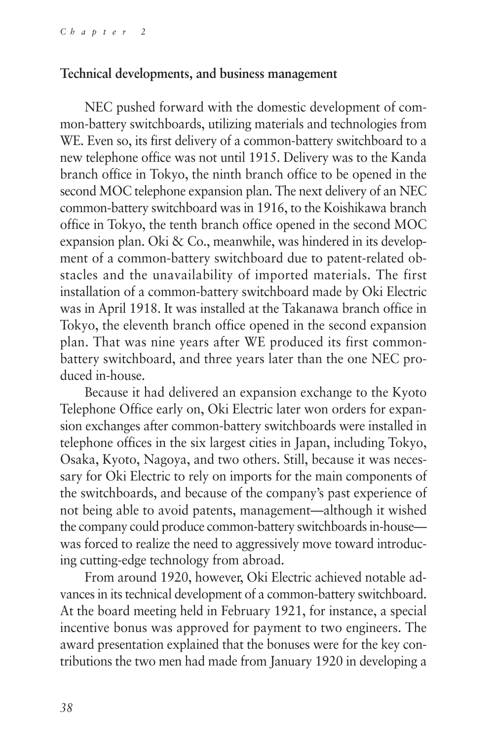### Technical developments, and business management

NEC pushed forward with the domestic development of common-battery switchboards, utilizing materials and technologies from WE. Even so, its first delivery of a common-battery switchboard to a new telephone office was not until 1915. Delivery was to the Kanda branch office in Tokyo, the ninth branch office to be opened in the second MOC telephone expansion plan. The next delivery of an NEC common-battery switchboard was in 1916, to the Koishikawa branch office in Tokyo, the tenth branch office opened in the second MOC expansion plan. Oki & Co., meanwhile, was hindered in its development of a common-battery switchboard due to patent-related obstacles and the unavailability of imported materials. The first installation of a common-battery switchboard made by Oki Electric was in April 1918. It was installed at the Takanawa branch office in Tokyo, the eleventh branch office opened in the second expansion plan. That was nine years after WE produced its first common-battery switchboard, and three years later than the one NEC produced in-house.

Because it had delivered an expansion exchange to the Kyoto Telephone Office early on, Oki Electric later won orders for expansion exchanges after common-battery switchboards were installed in telephone offices in the six largest cities in Japan, including Tokyo, Osaka, Kyoto, Nagoya, and two others. Still, because it was necessary for Oki Electric to rely on imports for the main components of the switchboards, and because of the company's past experience of not being able to avoid patents, management—although it wished the company could produce common-battery switchboards in-house—was forced to realize the need to aggressively move toward introducing cutting-edge technology from abroad.

From around 1920, however, Oki Electric achieved notable advances in its technical development of a common-battery switchboard. At the board meeting held in February 1921, for instance, a special incentive bonus was approved for payment to two engineers. The award presentation explained that the bonuses were for the key contributions the two men had made from January 1920 in developing a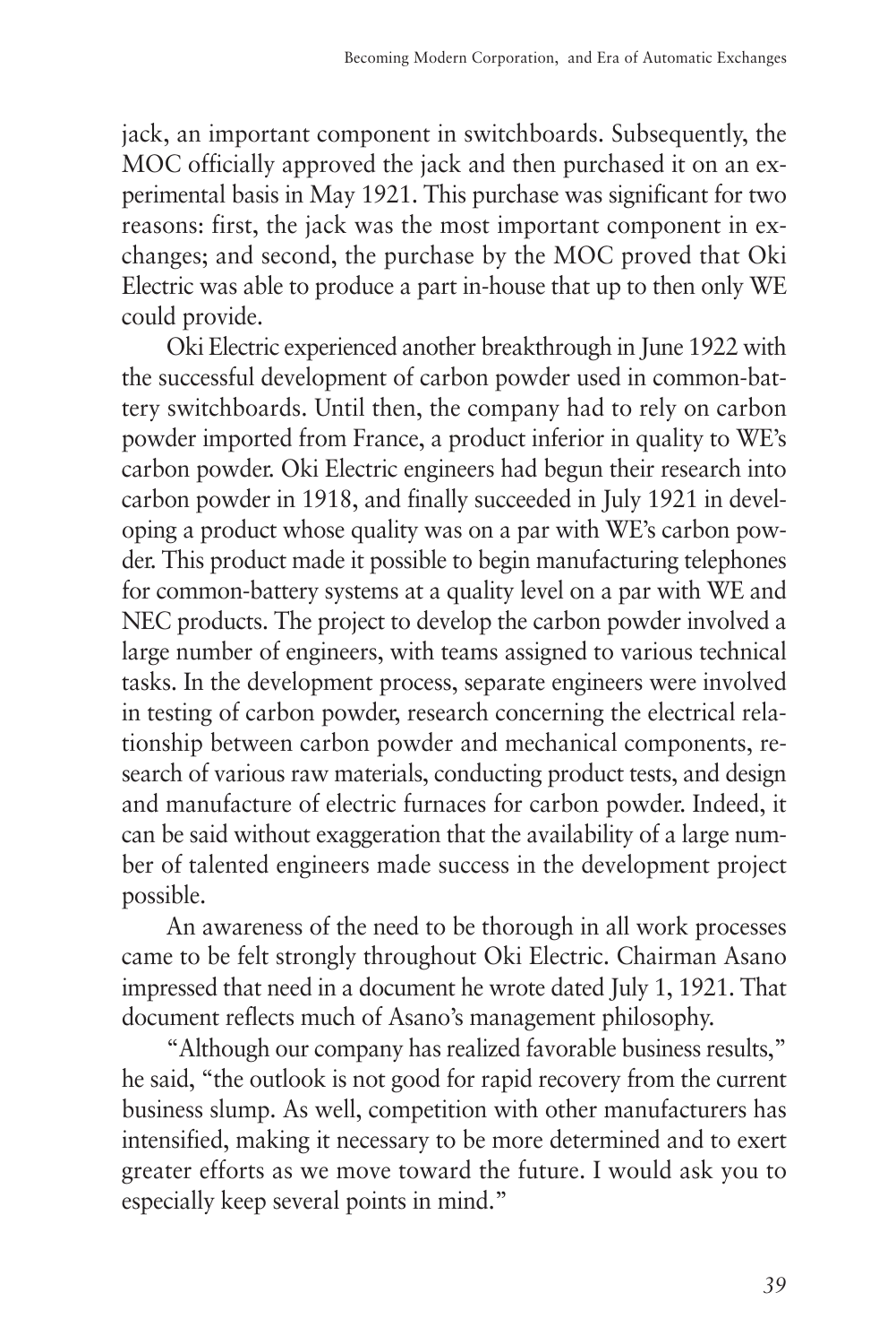jack, an important component in switchboards. Subsequently, the MOC officially approved the jack and then purchased it on an experimental basis in May 1921. This purchase was significant for two reasons: first, the jack was the most important component in exchanges; and second, the purchase by the MOC proved that Oki Electric was able to produce a part in-house that up to then only WE could provide.

Oki Electric experienced another breakthrough in June 1922 with the successful development of carbon powder used in common-battery switchboards. Until then, the company had to rely on carbon powder imported from France, a product inferior in quality to WE's carbon powder. Oki Electric engineers had begun their research into carbon powder in 1918, and finally succeeded in July 1921 in developing a product whose quality was on a par with WE's carbon powder. This product made it possible to begin manufacturing telephones for common-battery systems at a quality level on a par with WE and NEC products. The project to develop the carbon powder involved a large number of engineers, with teams assigned to various technical tasks. In the development process, separate engineers were involved in testing of carbon powder, research concerning the electrical relationship between carbon powder and mechanical components, research of various raw materials, conducting product tests, and design and manufacture of electric furnaces for carbon powder. Indeed, it can be said without exaggeration that the availability of a large number of talented engineers made success in the development project possible.

An awareness of the need to be thorough in all work processes came to be felt strongly throughout Oki Electric. Chairman Asano impressed that need in a document he wrote dated July 1, 1921. That document reflects much of Asano's management philosophy.

"Although our company has realized favorable business results," he said, "the outlook is not good for rapid recovery from the current business slump. As well, competition with other manufacturers has intensified, making it necessary to be more determined and to exert greater efforts as we move toward the future. I would ask you to especially keep several points in mind."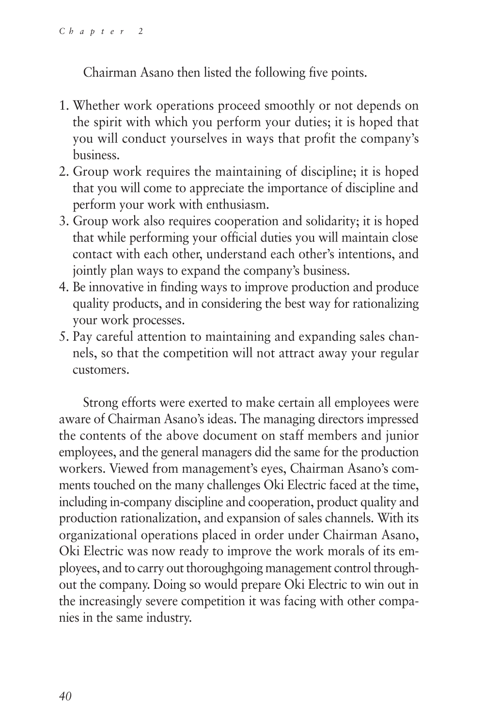Chairman Asano then listed the following five points.

1. Whether work operations proceed smoothly or not depends on the spirit with which you perform your duties; it is hoped that you will conduct yourselves in ways that profit the company's business.
2. Group work requires the maintaining of discipline; it is hoped that you will come to appreciate the importance of discipline and perform your work with enthusiasm.
3. Group work also requires cooperation and solidarity; it is hoped that while performing your official duties you will maintain close contact with each other, understand each other's intentions, and jointly plan ways to expand the company's business.
4. Be innovative in finding ways to improve production and produce quality products, and in considering the best way for rationalizing your work processes.
5. Pay careful attention to maintaining and expanding sales channels, so that the competition will not attract away your regular customers.

Strong efforts were exerted to make certain all employees were aware of Chairman Asano's ideas. The managing directors impressed the contents of the above document on staff members and junior employees, and the general managers did the same for the production workers. Viewed from management's eyes, Chairman Asano's comments touched on the many challenges Oki Electric faced at the time, including in-company discipline and cooperation, product quality and production rationalization, and expansion of sales channels. With its organizational operations placed in order under Chairman Asano, Oki Electric was now ready to improve the work morals of its employees, and to carry out thoroughgoing management control throughout the company. Doing so would prepare Oki Electric to win out in the increasingly severe competition it was facing with other companies in the same industry.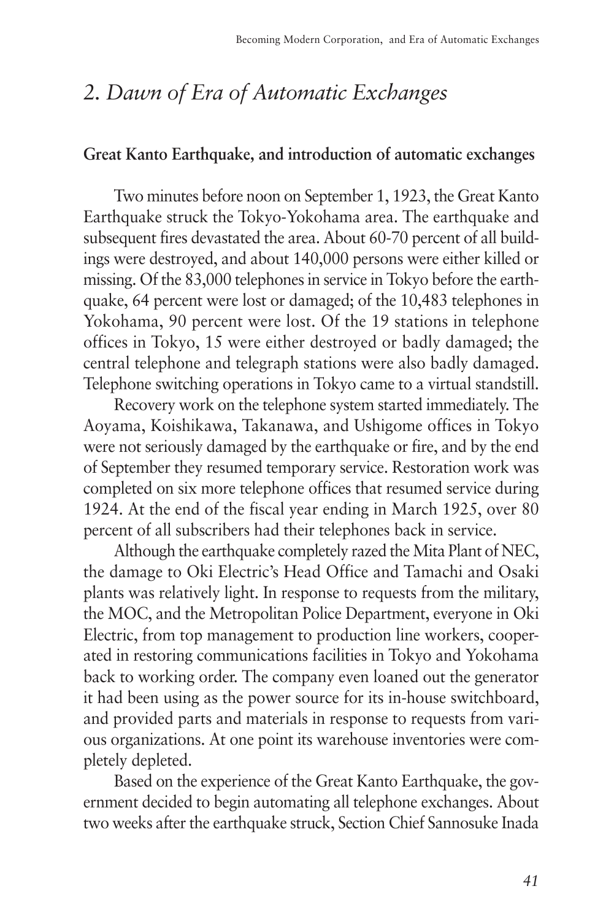## *2. Dawn of Era of Automatic Exchanges*

### Great Kanto Earthquake, and introduction of automatic exchanges

Two minutes before noon on September 1, 1923, the Great Kanto Earthquake struck the Tokyo-Yokohama area. The earthquake and subsequent fires devastated the area. About 60-70 percent of all buildings were destroyed, and about 140,000 persons were either killed or missing. Of the 83,000 telephones in service in Tokyo before the earthquake, 64 percent were lost or damaged; of the 10,483 telephones in Yokohama, 90 percent were lost. Of the 19 stations in telephone offices in Tokyo, 15 were either destroyed or badly damaged; the central telephone and telegraph stations were also badly damaged. Telephone switching operations in Tokyo came to a virtual standstill.

Recovery work on the telephone system started immediately. The Aoyama, Koishikawa, Takanawa, and Ushigome offices in Tokyo were not seriously damaged by the earthquake or fire, and by the end of September they resumed temporary service. Restoration work was completed on six more telephone offices that resumed service during 1924. At the end of the fiscal year ending in March 1925, over 80 percent of all subscribers had their telephones back in service.

Although the earthquake completely razed the Mita Plant of NEC, the damage to Oki Electric's Head Office and Tamachi and Osaki plants was relatively light. In response to requests from the military, the MOC, and the Metropolitan Police Department, everyone in Oki Electric, from top management to production line workers, cooperated in restoring communications facilities in Tokyo and Yokohama back to working order. The company even loaned out the generator it had been using as the power source for its in-house switchboard, and provided parts and materials in response to requests from various organizations. At one point its warehouse inventories were completely depleted.

Based on the experience of the Great Kanto Earthquake, the government decided to begin automating all telephone exchanges. About two weeks after the earthquake struck, Section Chief Sannosuke Inada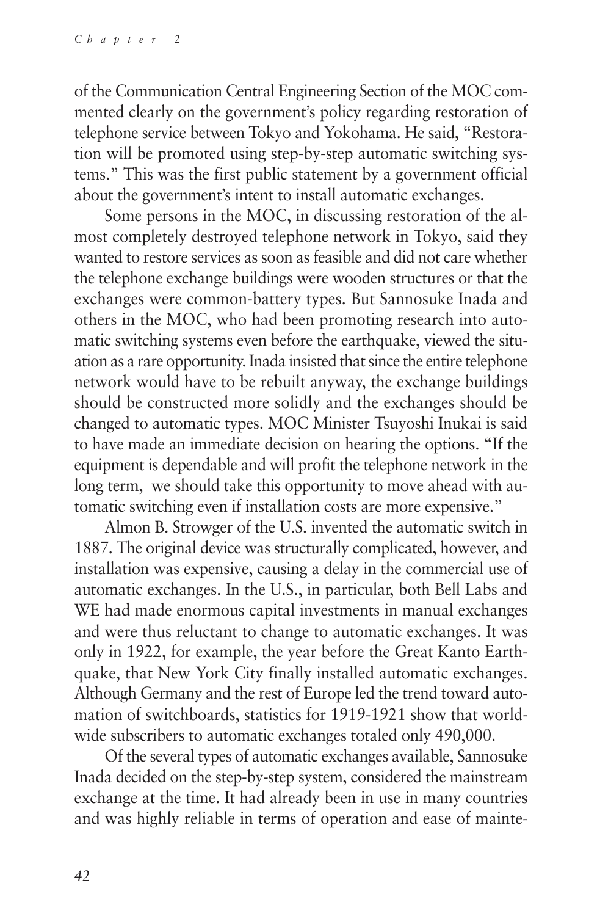of the Communication Central Engineering Section of the MOC commented clearly on the government's policy regarding restoration of telephone service between Tokyo and Yokohama. He said, "Restoration will be promoted using step-by-step automatic switching systems." This was the first public statement by a government official about the government's intent to install automatic exchanges.

Some persons in the MOC, in discussing restoration of the almost completely destroyed telephone network in Tokyo, said they wanted to restore services as soon as feasible and did not care whether the telephone exchange buildings were wooden structures or that the exchanges were common-battery types. But Sannosuke Inada and others in the MOC, who had been promoting research into automatic switching systems even before the earthquake, viewed the situation as a rare opportunity. Inada insisted that since the entire telephone network would have to be rebuilt anyway, the exchange buildings should be constructed more solidly and the exchanges should be changed to automatic types. MOC Minister Tsuyoshi Inukai is said to have made an immediate decision on hearing the options. "If the equipment is dependable and will profit the telephone network in the long term, we should take this opportunity to move ahead with automatic switching even if installation costs are more expensive."

Almon B. Strowger of the U.S. invented the automatic switch in 1887. The original device was structurally complicated, however, and installation was expensive, causing a delay in the commercial use of automatic exchanges. In the U.S., in particular, both Bell Labs and WE had made enormous capital investments in manual exchanges and were thus reluctant to change to automatic exchanges. It was only in 1922, for example, the year before the Great Kanto Earthquake, that New York City finally installed automatic exchanges. Although Germany and the rest of Europe led the trend toward automation of switchboards, statistics for 1919-1921 show that worldwide subscribers to automatic exchanges totaled only 490,000.

Of the several types of automatic exchanges available, Sannosuke Inada decided on the step-by-step system, considered the mainstream exchange at the time. It had already been in use in many countries and was highly reliable in terms of operation and ease of mainte-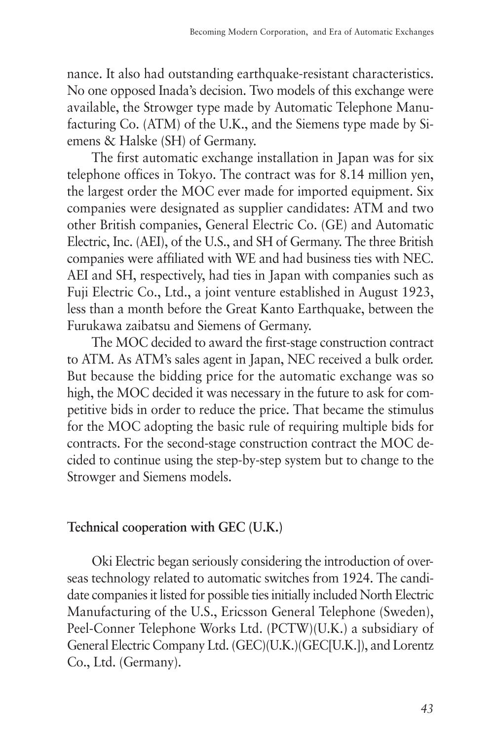nance. It also had outstanding earthquake-resistant characteristics. No one opposed Inada's decision. Two models of this exchange were available, the Strowger type made by Automatic Telephone Manufacturing Co. (ATM) of the U.K., and the Siemens type made by Siemens & Halske (SH) of Germany.

The first automatic exchange installation in Japan was for six telephone offices in Tokyo. The contract was for 8.14 million yen, the largest order the MOC ever made for imported equipment. Six companies were designated as supplier candidates: ATM and two other British companies, General Electric Co. (GE) and Automatic Electric, Inc. (AEI), of the U.S., and SH of Germany. The three British companies were affiliated with WE and had business ties with NEC. AEI and SH, respectively, had ties in Japan with companies such as Fuji Electric Co., Ltd., a joint venture established in August 1923, less than a month before the Great Kanto Earthquake, between the Furukawa zaibatsu and Siemens of Germany.

The MOC decided to award the first-stage construction contract to ATM. As ATM's sales agent in Japan, NEC received a bulk order. But because the bidding price for the automatic exchange was so high, the MOC decided it was necessary in the future to ask for competitive bids in order to reduce the price. That became the stimulus for the MOC adopting the basic rule of requiring multiple bids for contracts. For the second-stage construction contract the MOC decided to continue using the step-by-step system but to change to the Strowger and Siemens models.

### Technical cooperation with GEC (U.K.)

Oki Electric began seriously considering the introduction of overseas technology related to automatic switches from 1924. The candidate companies it listed for possible ties initially included North Electric Manufacturing of the U.S., Ericsson General Telephone (Sweden), Peel-Conner Telephone Works Ltd. (PCTW)(U.K.) a subsidiary of General Electric Company Ltd. (GEC)(U.K.)(GEC[U.K.]), and Lorentz Co., Ltd. (Germany).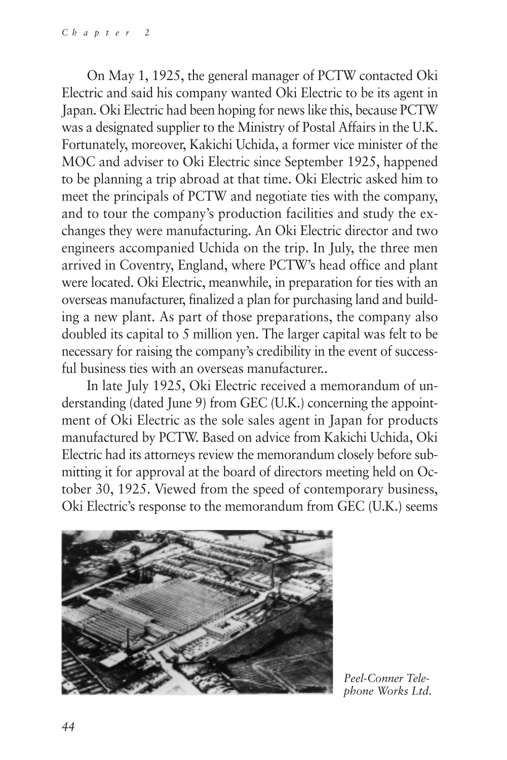On May 1, 1925, the general manager of PCTW contacted Oki Electric and said his company wanted Oki Electric to be its agent in Japan. Oki Electric had been hoping for news like this, because PCTW was a designated supplier to the Ministry of Postal Affairs in the U.K. Fortunately, moreover, Kakichi Uchida, a former vice minister of the MOC and adviser to Oki Electric since September 1925, happened to be planning a trip abroad at that time. Oki Electric asked him to meet the principals of PCTW and negotiate ties with the company, and to tour the company's production facilities and study the exchanges they were manufacturing. An Oki Electric director and two engineers accompanied Uchida on the trip. In July, the three men arrived in Coventry, England, where PCTW's head office and plant were located. Oki Electric, meanwhile, in preparation for ties with an overseas manufacturer, finalized a plan for purchasing land and building a new plant. As part of those preparations, the company also doubled its capital to 5 million yen. The larger capital was felt to be necessary for raising the company's credibility in the event of successful business ties with an overseas manufacturer..

In late July 1925, Oki Electric received a memorandum of understanding (dated June 9) from GEC (U.K.) concerning the appointment of Oki Electric as the sole sales agent in Japan for products manufactured by PCTW. Based on advice from Kakichi Uchida, Oki Electric had its attorneys review the memorandum closely before submitting it for approval at the board of directors meeting held on October 30, 1925. Viewed from the speed of contemporary business, Oki Electric's response to the memorandum from GEC (U.K.) seems

*Peel-Conner Telephone Works Ltd.*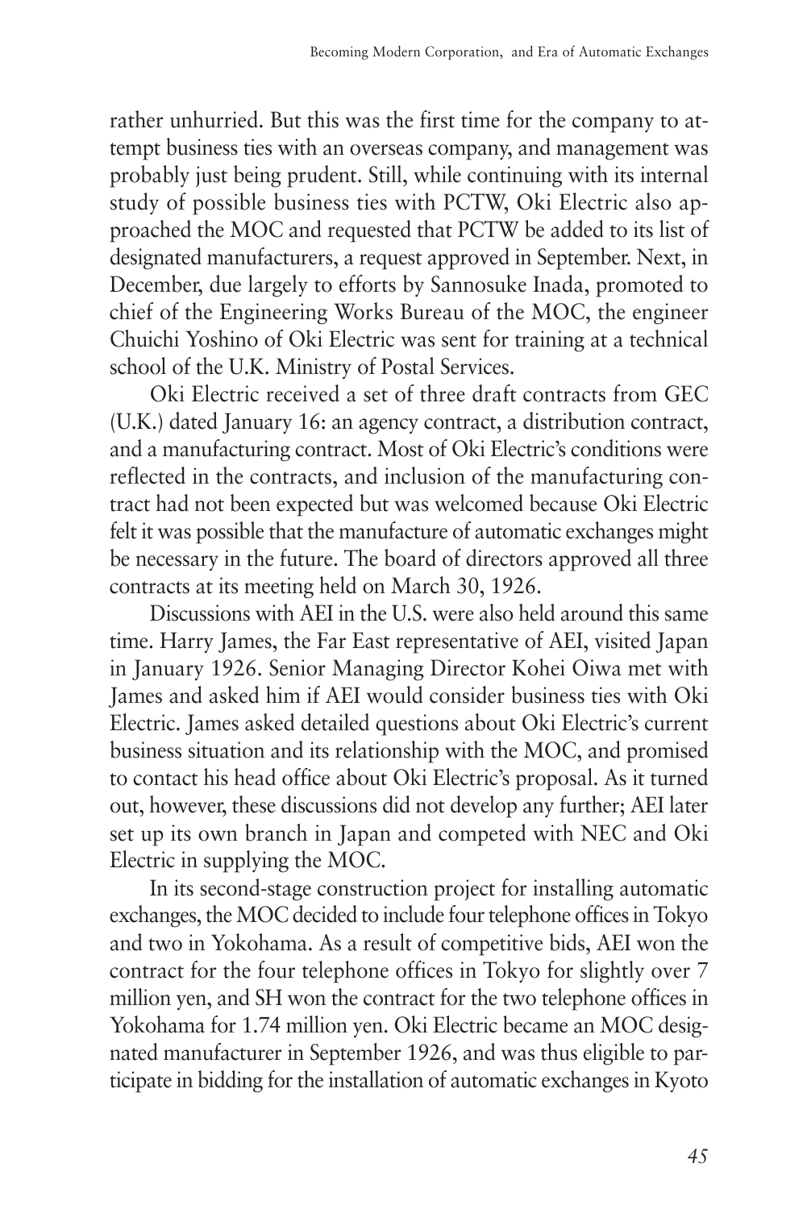rather unhurried. But this was the first time for the company to attempt business ties with an overseas company, and management was probably just being prudent. Still, while continuing with its internal study of possible business ties with PCTW, Oki Electric also approached the MOC and requested that PCTW be added to its list of designated manufacturers, a request approved in September. Next, in December, due largely to efforts by Sannosuke Inada, promoted to chief of the Engineering Works Bureau of the MOC, the engineer Chuichi Yoshino of Oki Electric was sent for training at a technical school of the U.K. Ministry of Postal Services.

Oki Electric received a set of three draft contracts from GEC (U.K.) dated January 16: an agency contract, a distribution contract, and a manufacturing contract. Most of Oki Electric's conditions were reflected in the contracts, and inclusion of the manufacturing contract had not been expected but was welcomed because Oki Electric felt it was possible that the manufacture of automatic exchanges might be necessary in the future. The board of directors approved all three contracts at its meeting held on March 30, 1926.

Discussions with AEI in the U.S. were also held around this same time. Harry James, the Far East representative of AEI, visited Japan in January 1926. Senior Managing Director Kohei Oiwa met with James and asked him if AEI would consider business ties with Oki Electric. James asked detailed questions about Oki Electric's current business situation and its relationship with the MOC, and promised to contact his head office about Oki Electric's proposal. As it turned out, however, these discussions did not develop any further; AEI later set up its own branch in Japan and competed with NEC and Oki Electric in supplying the MOC.

In its second-stage construction project for installing automatic exchanges, the MOC decided to include four telephone offices in Tokyo and two in Yokohama. As a result of competitive bids, AEI won the contract for the four telephone offices in Tokyo for slightly over 7 million yen, and SH won the contract for the two telephone offices in Yokohama for 1.74 million yen. Oki Electric became an MOC designated manufacturer in September 1926, and was thus eligible to participate in bidding for the installation of automatic exchanges in Kyoto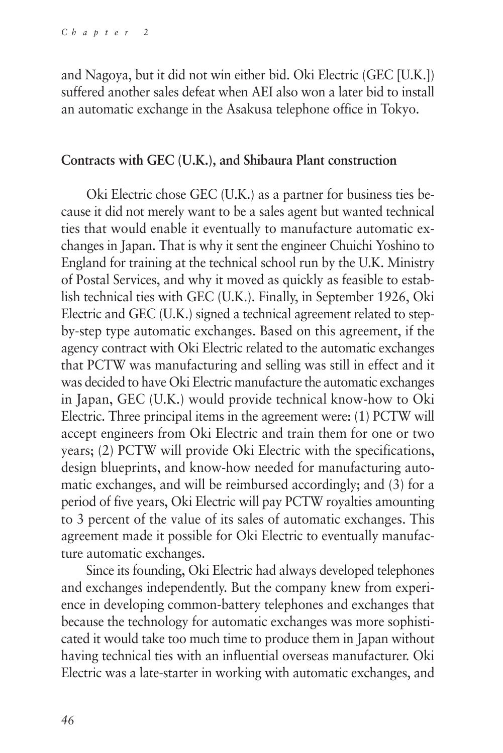and Nagoya, but it did not win either bid. Oki Electric (GEC [U.K.]) suffered another sales defeat when AEI also won a later bid to install an automatic exchange in the Asakusa telephone office in Tokyo.

### Contracts with GEC (U.K.), and Shibaura Plant construction

Oki Electric chose GEC (U.K.) as a partner for business ties because it did not merely want to be a sales agent but wanted technical ties that would enable it eventually to manufacture automatic exchanges in Japan. That is why it sent the engineer Chuichi Yoshino to England for training at the technical school run by the U.K. Ministry of Postal Services, and why it moved as quickly as feasible to establish technical ties with GEC (U.K.). Finally, in September 1926, Oki Electric and GEC (U.K.) signed a technical agreement related to step-by-step type automatic exchanges. Based on this agreement, if the agency contract with Oki Electric related to the automatic exchanges that PCTW was manufacturing and selling was still in effect and it was decided to have Oki Electric manufacture the automatic exchanges in Japan, GEC (U.K.) would provide technical know-how to Oki Electric. Three principal items in the agreement were: (1) PCTW will accept engineers from Oki Electric and train them for one or two years; (2) PCTW will provide Oki Electric with the specifications, design blueprints, and know-how needed for manufacturing automatic exchanges, and will be reimbursed accordingly; and (3) for a period of five years, Oki Electric will pay PCTW royalties amounting to 3 percent of the value of its sales of automatic exchanges. This agreement made it possible for Oki Electric to eventually manufacture automatic exchanges.

Since its founding, Oki Electric had always developed telephones and exchanges independently. But the company knew from experience in developing common-battery telephones and exchanges that because the technology for automatic exchanges was more sophisticated it would take too much time to produce them in Japan without having technical ties with an influential overseas manufacturer. Oki Electric was a late-starter in working with automatic exchanges, and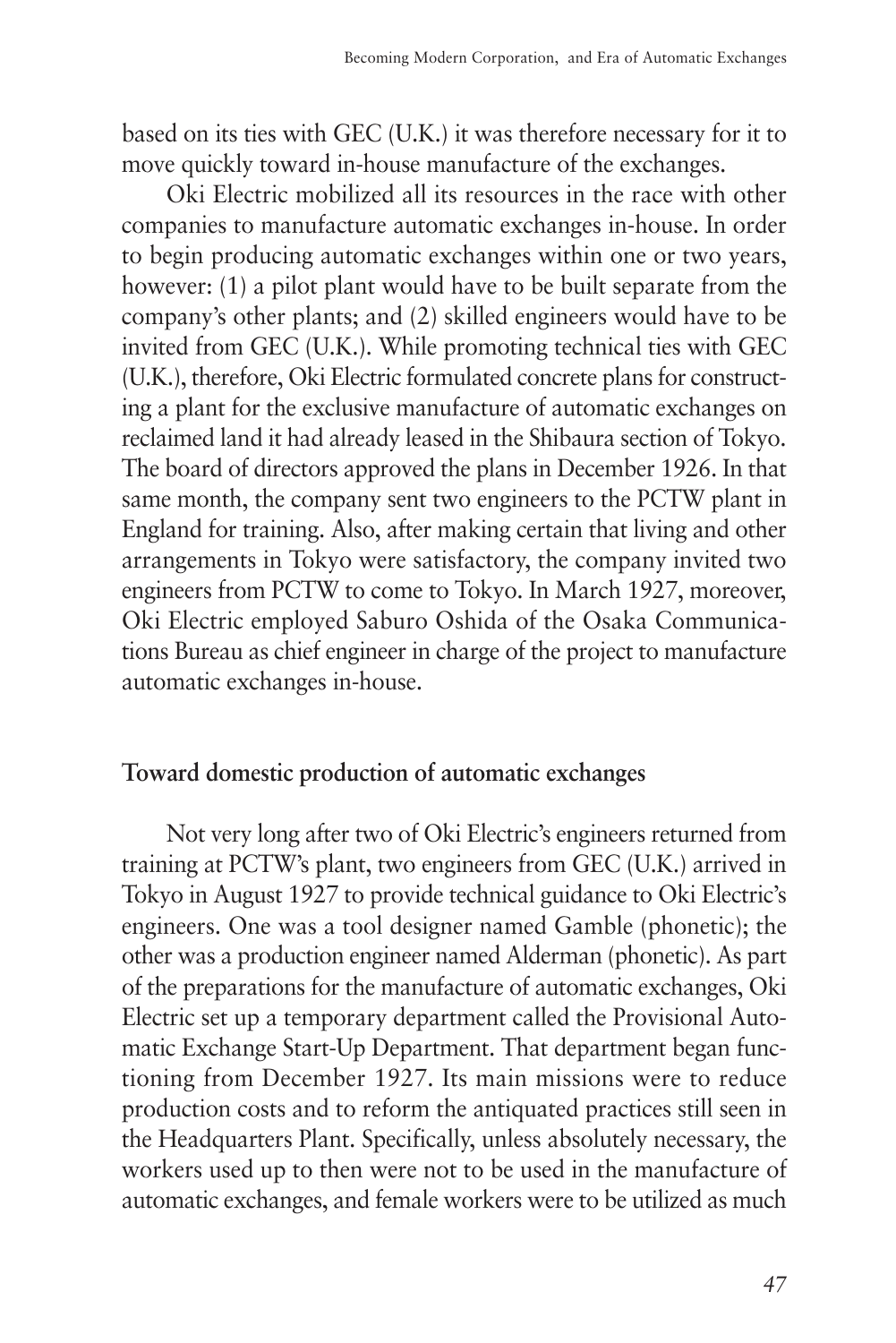based on its ties with GEC (U.K.) it was therefore necessary for it to move quickly toward in-house manufacture of the exchanges.

Oki Electric mobilized all its resources in the race with other companies to manufacture automatic exchanges in-house. In order to begin producing automatic exchanges within one or two years, however: (1) a pilot plant would have to be built separate from the company's other plants; and (2) skilled engineers would have to be invited from GEC (U.K.). While promoting technical ties with GEC (U.K.), therefore, Oki Electric formulated concrete plans for constructing a plant for the exclusive manufacture of automatic exchanges on reclaimed land it had already leased in the Shibaura section of Tokyo. The board of directors approved the plans in December 1926. In that same month, the company sent two engineers to the PCTW plant in England for training. Also, after making certain that living and other arrangements in Tokyo were satisfactory, the company invited two engineers from PCTW to come to Tokyo. In March 1927, moreover, Oki Electric employed Saburo Oshida of the Osaka Communications Bureau as chief engineer in charge of the project to manufacture automatic exchanges in-house.

### Toward domestic production of automatic exchanges

Not very long after two of Oki Electric's engineers returned from training at PCTW's plant, two engineers from GEC (U.K.) arrived in Tokyo in August 1927 to provide technical guidance to Oki Electric's engineers. One was a tool designer named Gamble (phonetic); the other was a production engineer named Alderman (phonetic). As part of the preparations for the manufacture of automatic exchanges, Oki Electric set up a temporary department called the Provisional Automatic Exchange Start-Up Department. That department began functioning from December 1927. Its main missions were to reduce production costs and to reform the antiquated practices still seen in the Headquarters Plant. Specifically, unless absolutely necessary, the workers used up to then were not to be used in the manufacture of automatic exchanges, and female workers were to be utilized as much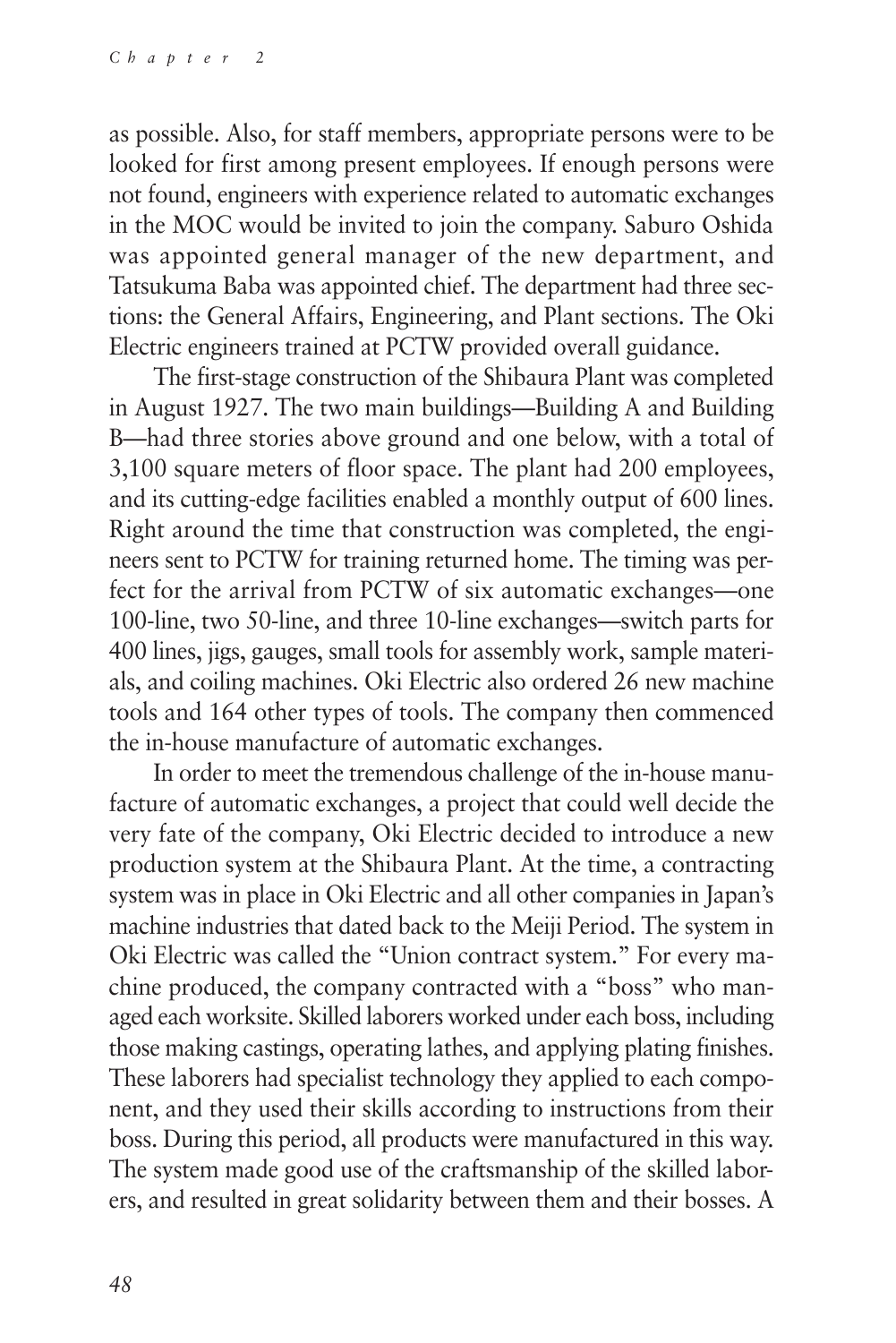as possible. Also, for staff members, appropriate persons were to be looked for first among present employees. If enough persons were not found, engineers with experience related to automatic exchanges in the MOC would be invited to join the company. Saburo Oshida was appointed general manager of the new department, and Tatsukuma Baba was appointed chief. The department had three sections: the General Affairs, Engineering, and Plant sections. The Oki Electric engineers trained at PCTW provided overall guidance.

The first-stage construction of the Shibaura Plant was completed in August 1927. The two main buildings—Building A and Building B—had three stories above ground and one below, with a total of 3,100 square meters of floor space. The plant had 200 employees, and its cutting-edge facilities enabled a monthly output of 600 lines. Right around the time that construction was completed, the engineers sent to PCTW for training returned home. The timing was perfect for the arrival from PCTW of six automatic exchanges—one 100-line, two 50-line, and three 10-line exchanges—switch parts for 400 lines, jigs, gauges, small tools for assembly work, sample materials, and coiling machines. Oki Electric also ordered 26 new machine tools and 164 other types of tools. The company then commenced the in-house manufacture of automatic exchanges.

In order to meet the tremendous challenge of the in-house manufacture of automatic exchanges, a project that could well decide the very fate of the company, Oki Electric decided to introduce a new production system at the Shibaura Plant. At the time, a contracting system was in place in Oki Electric and all other companies in Japan's machine industries that dated back to the Meiji Period. The system in Oki Electric was called the "Union contract system." For every machine produced, the company contracted with a "boss" who managed each worksite. Skilled laborers worked under each boss, including those making castings, operating lathes, and applying plating finishes. These laborers had specialist technology they applied to each component, and they used their skills according to instructions from their boss. During this period, all products were manufactured in this way. The system made good use of the craftsmanship of the skilled laborers, and resulted in great solidarity between them and their bosses. A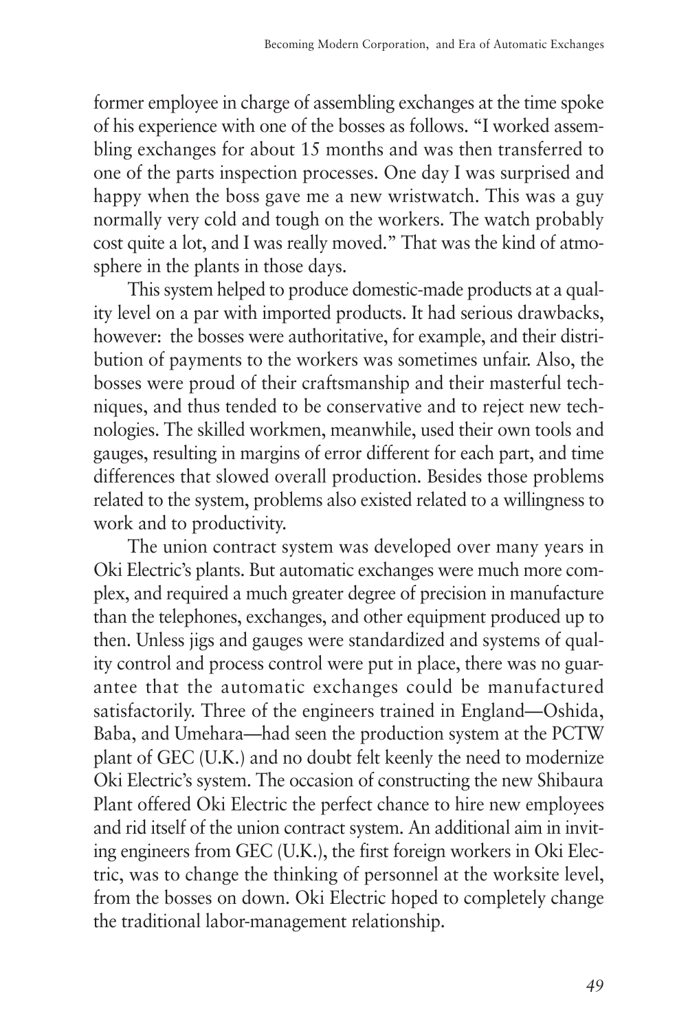former employee in charge of assembling exchanges at the time spoke of his experience with one of the bosses as follows. "I worked assembling exchanges for about 15 months and was then transferred to one of the parts inspection processes. One day I was surprised and happy when the boss gave me a new wristwatch. This was a guy normally very cold and tough on the workers. The watch probably cost quite a lot, and I was really moved." That was the kind of atmosphere in the plants in those days.

This system helped to produce domestic-made products at a quality level on a par with imported products. It had serious drawbacks, however: the bosses were authoritative, for example, and their distribution of payments to the workers was sometimes unfair. Also, the bosses were proud of their craftsmanship and their masterful techniques, and thus tended to be conservative and to reject new technologies. The skilled workmen, meanwhile, used their own tools and gauges, resulting in margins of error different for each part, and time differences that slowed overall production. Besides those problems related to the system, problems also existed related to a willingness to work and to productivity.

The union contract system was developed over many years in Oki Electric's plants. But automatic exchanges were much more complex, and required a much greater degree of precision in manufacture than the telephones, exchanges, and other equipment produced up to then. Unless jigs and gauges were standardized and systems of quality control and process control were put in place, there was no guarantee that the automatic exchanges could be manufactured satisfactorily. Three of the engineers trained in England—Oshida, Baba, and Umehara—had seen the production system at the PCTW plant of GEC (U.K.) and no doubt felt keenly the need to modernize Oki Electric's system. The occasion of constructing the new Shibaura Plant offered Oki Electric the perfect chance to hire new employees and rid itself of the union contract system. An additional aim in inviting engineers from GEC (U.K.), the first foreign workers in Oki Electric, was to change the thinking of personnel at the worksite level, from the bosses on down. Oki Electric hoped to completely change the traditional labor-management relationship.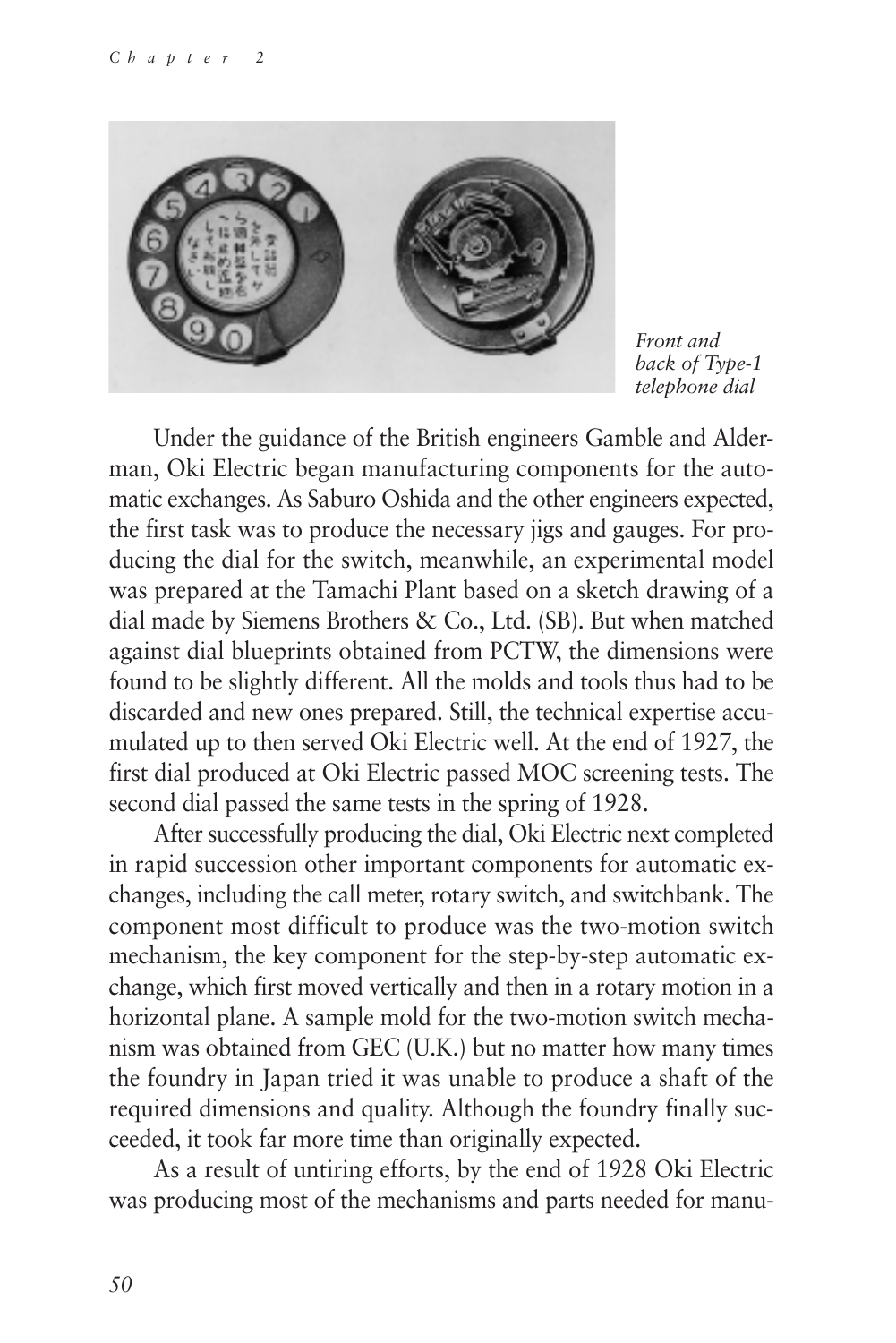*Front and back of Type-1 telephone dial*

Under the guidance of the British engineers Gamble and Alderman, Oki Electric began manufacturing components for the automatic exchanges. As Saburo Oshida and the other engineers expected, the first task was to produce the necessary jigs and gauges. For producing the dial for the switch, meanwhile, an experimental model was prepared at the Tamachi Plant based on a sketch drawing of a dial made by Siemens Brothers & Co., Ltd. (SB). But when matched against dial blueprints obtained from PCTW, the dimensions were found to be slightly different. All the molds and tools thus had to be discarded and new ones prepared. Still, the technical expertise accumulated up to then served Oki Electric well. At the end of 1927, the first dial produced at Oki Electric passed MOC screening tests. The second dial passed the same tests in the spring of 1928.

After successfully producing the dial, Oki Electric next completed in rapid succession other important components for automatic exchanges, including the call meter, rotary switch, and switchbank. The component most difficult to produce was the two-motion switch mechanism, the key component for the step-by-step automatic exchange, which first moved vertically and then in a rotary motion in a horizontal plane. A sample mold for the two-motion switch mechanism was obtained from GEC (U.K.) but no matter how many times the foundry in Japan tried it was unable to produce a shaft of the required dimensions and quality. Although the foundry finally succeeded, it took far more time than originally expected.

As a result of untiring efforts, by the end of 1928 Oki Electric was producing most of the mechanisms and parts needed for manu-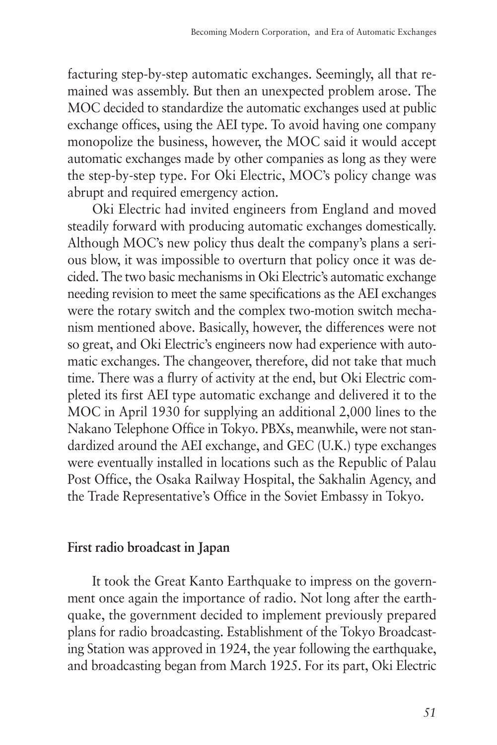facturing step-by-step automatic exchanges. Seemingly, all that remained was assembly. But then an unexpected problem arose. The MOC decided to standardize the automatic exchanges used at public exchange offices, using the AEI type. To avoid having one company monopolize the business, however, the MOC said it would accept automatic exchanges made by other companies as long as they were the step-by-step type. For Oki Electric, MOC's policy change was abrupt and required emergency action.

Oki Electric had invited engineers from England and moved steadily forward with producing automatic exchanges domestically. Although MOC's new policy thus dealt the company's plans a serious blow, it was impossible to overturn that policy once it was decided. The two basic mechanisms in Oki Electric's automatic exchange needing revision to meet the same specifications as the AEI exchanges were the rotary switch and the complex two-motion switch mechanism mentioned above. Basically, however, the differences were not so great, and Oki Electric's engineers now had experience with automatic exchanges. The changeover, therefore, did not take that much time. There was a flurry of activity at the end, but Oki Electric completed its first AEI type automatic exchange and delivered it to the MOC in April 1930 for supplying an additional 2,000 lines to the Nakano Telephone Office in Tokyo. PBXs, meanwhile, were not standardized around the AEI exchange, and GEC (U.K.) type exchanges were eventually installed in locations such as the Republic of Palau Post Office, the Osaka Railway Hospital, the Sakhalin Agency, and the Trade Representative's Office in the Soviet Embassy in Tokyo.

### First radio broadcast in Japan

It took the Great Kanto Earthquake to impress on the government once again the importance of radio. Not long after the earthquake, the government decided to implement previously prepared plans for radio broadcasting. Establishment of the Tokyo Broadcasting Station was approved in 1924, the year following the earthquake, and broadcasting began from March 1925. For its part, Oki Electric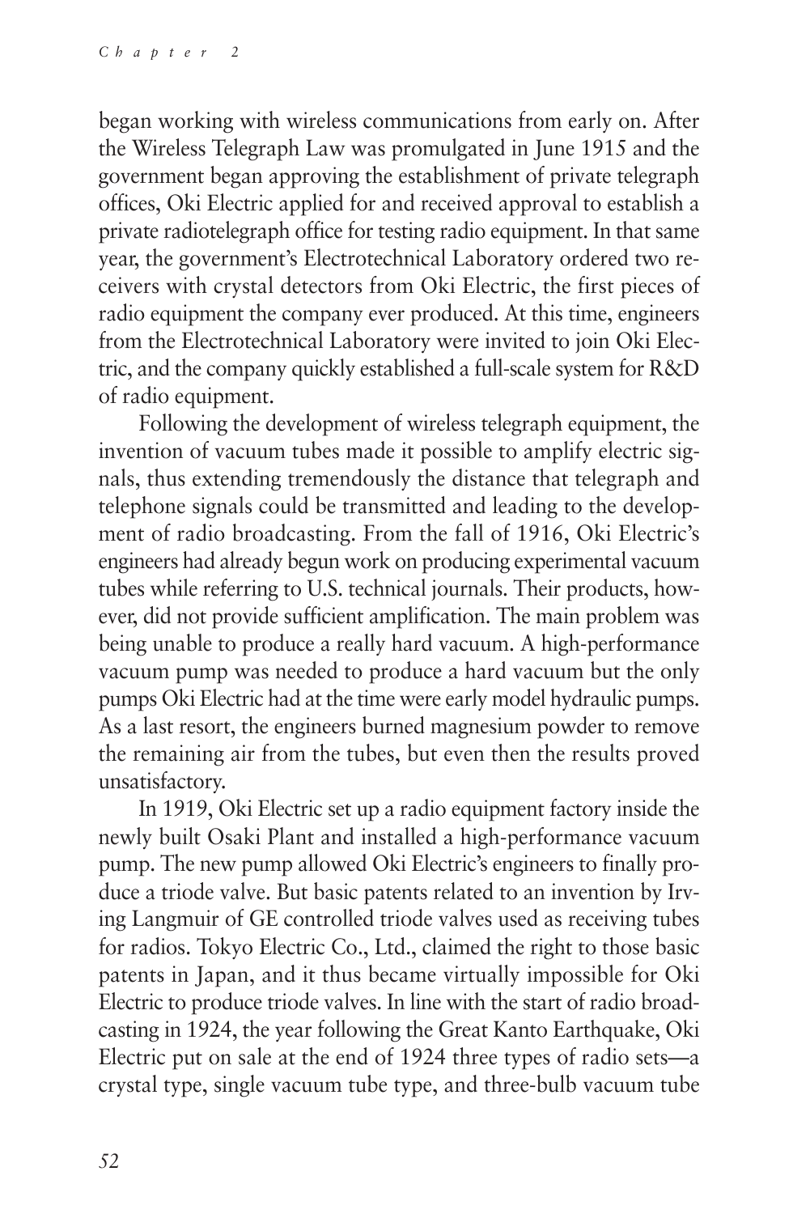began working with wireless communications from early on. After the Wireless Telegraph Law was promulgated in June 1915 and the government began approving the establishment of private telegraph offices, Oki Electric applied for and received approval to establish a private radiotelegraph office for testing radio equipment. In that same year, the government's Electrotechnical Laboratory ordered two receivers with crystal detectors from Oki Electric, the first pieces of radio equipment the company ever produced. At this time, engineers from the Electrotechnical Laboratory were invited to join Oki Electric, and the company quickly established a full-scale system for R&D of radio equipment.

Following the development of wireless telegraph equipment, the invention of vacuum tubes made it possible to amplify electric signals, thus extending tremendously the distance that telegraph and telephone signals could be transmitted and leading to the development of radio broadcasting. From the fall of 1916, Oki Electric's engineers had already begun work on producing experimental vacuum tubes while referring to U.S. technical journals. Their products, however, did not provide sufficient amplification. The main problem was being unable to produce a really hard vacuum. A high-performance vacuum pump was needed to produce a hard vacuum but the only pumps Oki Electric had at the time were early model hydraulic pumps. As a last resort, the engineers burned magnesium powder to remove the remaining air from the tubes, but even then the results proved unsatisfactory.

In 1919, Oki Electric set up a radio equipment factory inside the newly built Osaki Plant and installed a high-performance vacuum pump. The new pump allowed Oki Electric's engineers to finally produce a triode valve. But basic patents related to an invention by Irving Langmuir of GE controlled triode valves used as receiving tubes for radios. Tokyo Electric Co., Ltd., claimed the right to those basic patents in Japan, and it thus became virtually impossible for Oki Electric to produce triode valves. In line with the start of radio broadcasting in 1924, the year following the Great Kanto Earthquake, Oki Electric put on sale at the end of 1924 three types of radio sets—a crystal type, single vacuum tube type, and three-bulb vacuum tube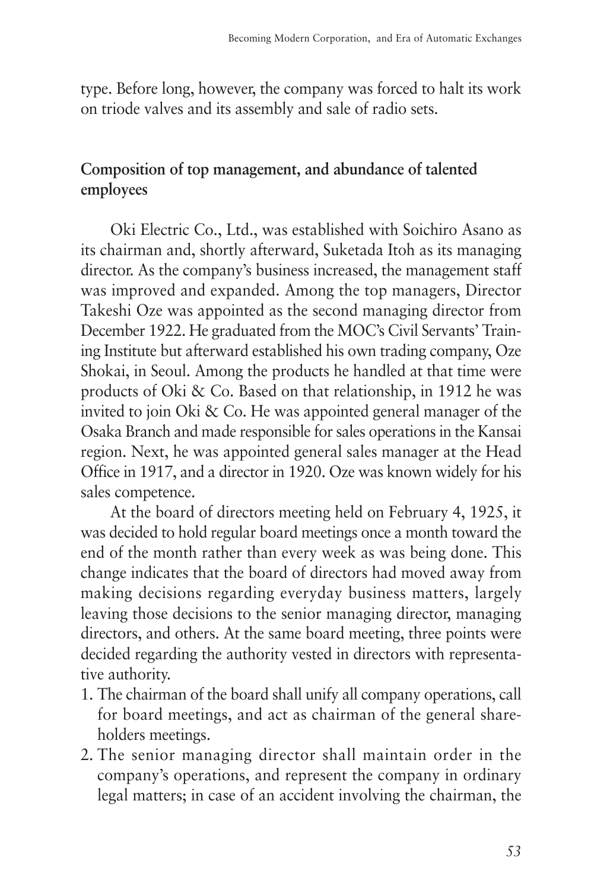type. Before long, however, the company was forced to halt its work on triode valves and its assembly and sale of radio sets.

## Composition of top management, and abundance of talented employees

Oki Electric Co., Ltd., was established with Soichiro Asano as its chairman and, shortly afterward, Suketada Itoh as its managing director. As the company's business increased, the management staff was improved and expanded. Among the top managers, Director Takeshi Oze was appointed as the second managing director from December 1922. He graduated from the MOC's Civil Servants' Training Institute but afterward established his own trading company, Oze Shokai, in Seoul. Among the products he handled at that time were products of Oki & Co. Based on that relationship, in 1912 he was invited to join Oki & Co. He was appointed general manager of the Osaka Branch and made responsible for sales operations in the Kansai region. Next, he was appointed general sales manager at the Head Office in 1917, and a director in 1920. Oze was known widely for his sales competence.

At the board of directors meeting held on February 4, 1925, it was decided to hold regular board meetings once a month toward the end of the month rather than every week as was being done. This change indicates that the board of directors had moved away from making decisions regarding everyday business matters, largely leaving those decisions to the senior managing director, managing directors, and others. At the same board meeting, three points were decided regarding the authority vested in directors with representative authority.

1. The chairman of the board shall unify all company operations, call for board meetings, and act as chairman of the general shareholders meetings.
2. The senior managing director shall maintain order in the company's operations, and represent the company in ordinary legal matters; in case of an accident involving the chairman, the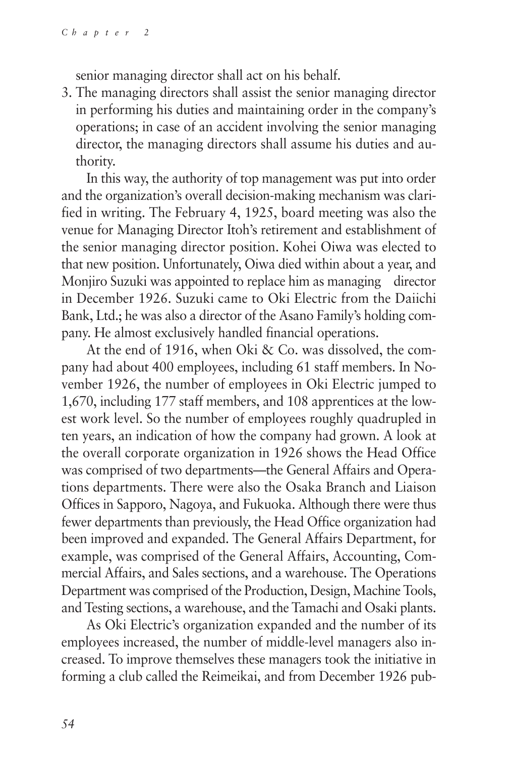senior managing director shall act on his behalf.

3. The managing directors shall assist the senior managing director in performing his duties and maintaining order in the company's operations; in case of an accident involving the senior managing director, the managing directors shall assume his duties and authority.

In this way, the authority of top management was put into order and the organization's overall decision-making mechanism was clarified in writing. The February 4, 1925, board meeting was also the venue for Managing Director Itoh's retirement and establishment of the senior managing director position. Kohei Oiwa was elected to that new position. Unfortunately, Oiwa died within about a year, and Monjiro Suzuki was appointed to replace him as managing director in December 1926. Suzuki came to Oki Electric from the Daiichi Bank, Ltd.; he was also a director of the Asano Family's holding company. He almost exclusively handled financial operations.

At the end of 1916, when Oki & Co. was dissolved, the company had about 400 employees, including 61 staff members. In November 1926, the number of employees in Oki Electric jumped to 1,670, including 177 staff members, and 108 apprentices at the lowest work level. So the number of employees roughly quadrupled in ten years, an indication of how the company had grown. A look at the overall corporate organization in 1926 shows the Head Office was comprised of two departments—the General Affairs and Operations departments. There were also the Osaka Branch and Liaison Offices in Sapporo, Nagoya, and Fukuoka. Although there were thus fewer departments than previously, the Head Office organization had been improved and expanded. The General Affairs Department, for example, was comprised of the General Affairs, Accounting, Commercial Affairs, and Sales sections, and a warehouse. The Operations Department was comprised of the Production, Design, Machine Tools, and Testing sections, a warehouse, and the Tamachi and Osaki plants.

As Oki Electric's organization expanded and the number of its employees increased, the number of middle-level managers also increased. To improve themselves these managers took the initiative in forming a club called the Reimeikai, and from December 1926 pub-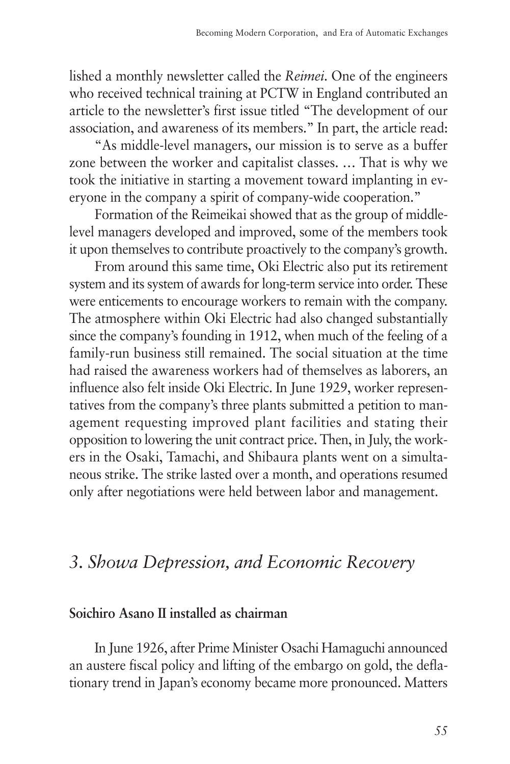lished a monthly newsletter called the *Reimei*. One of the engineers who received technical training at PCTW in England contributed an article to the newsletter's first issue titled "The development of our association, and awareness of its members." In part, the article read:

"As middle-level managers, our mission is to serve as a buffer zone between the worker and capitalist classes. … That is why we took the initiative in starting a movement toward implanting in everyone in the company a spirit of company-wide cooperation."

Formation of the Reimeikai showed that as the group of middle-level managers developed and improved, some of the members took it upon themselves to contribute proactively to the company's growth.

From around this same time, Oki Electric also put its retirement system and its system of awards for long-term service into order. These were enticements to encourage workers to remain with the company. The atmosphere within Oki Electric had also changed substantially since the company's founding in 1912, when much of the feeling of a family-run business still remained. The social situation at the time had raised the awareness workers had of themselves as laborers, an influence also felt inside Oki Electric. In June 1929, worker representatives from the company's three plants submitted a petition to management requesting improved plant facilities and stating their opposition to lowering the unit contract price. Then, in July, the workers in the Osaki, Tamachi, and Shibaura plants went on a simultaneous strike. The strike lasted over a month, and operations resumed only after negotiations were held between labor and management.

## *3. Showa Depression, and Economic Recovery*

### Soichiro Asano II installed as chairman

In June 1926, after Prime Minister Osachi Hamaguchi announced an austere fiscal policy and lifting of the embargo on gold, the deflationary trend in Japan's economy became more pronounced. Matters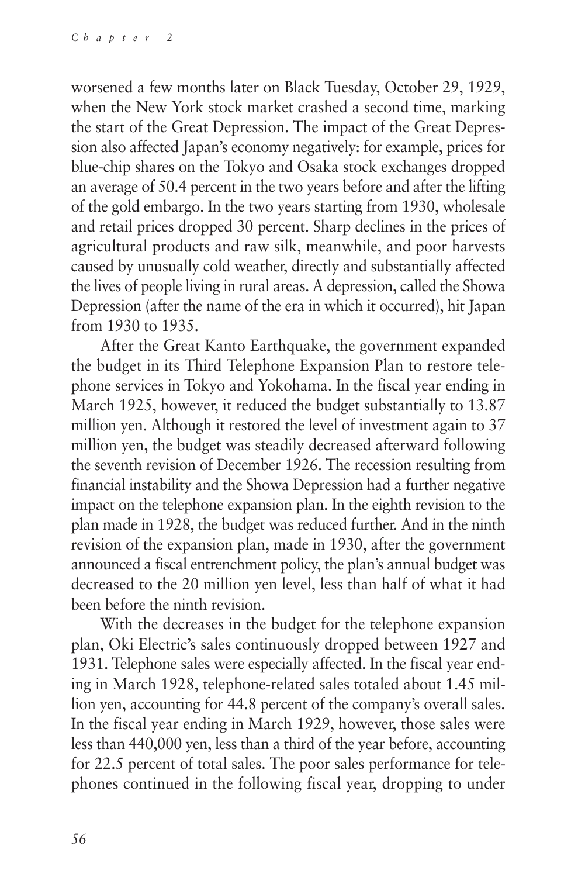worsened a few months later on Black Tuesday, October 29, 1929, when the New York stock market crashed a second time, marking the start of the Great Depression. The impact of the Great Depression also affected Japan's economy negatively: for example, prices for blue-chip shares on the Tokyo and Osaka stock exchanges dropped an average of 50.4 percent in the two years before and after the lifting of the gold embargo. In the two years starting from 1930, wholesale and retail prices dropped 30 percent. Sharp declines in the prices of agricultural products and raw silk, meanwhile, and poor harvests caused by unusually cold weather, directly and substantially affected the lives of people living in rural areas. A depression, called the Showa Depression (after the name of the era in which it occurred), hit Japan from 1930 to 1935.

After the Great Kanto Earthquake, the government expanded the budget in its Third Telephone Expansion Plan to restore telephone services in Tokyo and Yokohama. In the fiscal year ending in March 1925, however, it reduced the budget substantially to 13.87 million yen. Although it restored the level of investment again to 37 million yen, the budget was steadily decreased afterward following the seventh revision of December 1926. The recession resulting from financial instability and the Showa Depression had a further negative impact on the telephone expansion plan. In the eighth revision to the plan made in 1928, the budget was reduced further. And in the ninth revision of the expansion plan, made in 1930, after the government announced a fiscal entrenchment policy, the plan's annual budget was decreased to the 20 million yen level, less than half of what it had been before the ninth revision.

With the decreases in the budget for the telephone expansion plan, Oki Electric's sales continuously dropped between 1927 and 1931. Telephone sales were especially affected. In the fiscal year ending in March 1928, telephone-related sales totaled about 1.45 million yen, accounting for 44.8 percent of the company's overall sales. In the fiscal year ending in March 1929, however, those sales were less than 440,000 yen, less than a third of the year before, accounting for 22.5 percent of total sales. The poor sales performance for telephones continued in the following fiscal year, dropping to under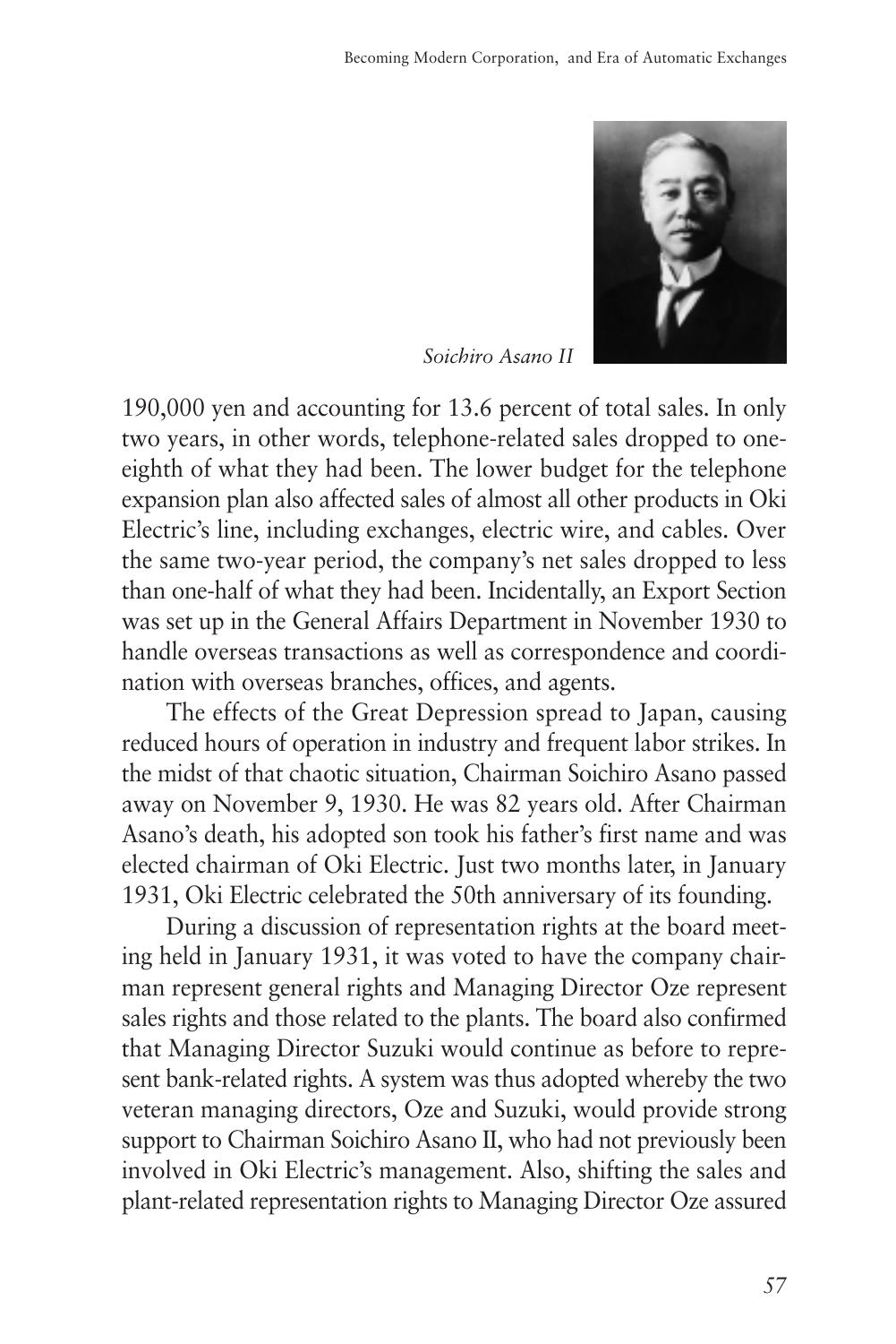*Soichiro Asano II*

190,000 yen and accounting for 13.6 percent of total sales. In only two years, in other words, telephone-related sales dropped to one-eighth of what they had been. The lower budget for the telephone expansion plan also affected sales of almost all other products in Oki Electric's line, including exchanges, electric wire, and cables. Over the same two-year period, the company's net sales dropped to less than one-half of what they had been. Incidentally, an Export Section was set up in the General Affairs Department in November 1930 to handle overseas transactions as well as correspondence and coordination with overseas branches, offices, and agents.

The effects of the Great Depression spread to Japan, causing reduced hours of operation in industry and frequent labor strikes. In the midst of that chaotic situation, Chairman Soichiro Asano passed away on November 9, 1930. He was 82 years old. After Chairman Asano's death, his adopted son took his father's first name and was elected chairman of Oki Electric. Just two months later, in January 1931, Oki Electric celebrated the 50th anniversary of its founding.

During a discussion of representation rights at the board meeting held in January 1931, it was voted to have the company chairman represent general rights and Managing Director Oze represent sales rights and those related to the plants. The board also confirmed that Managing Director Suzuki would continue as before to represent bank-related rights. A system was thus adopted whereby the two veteran managing directors, Oze and Suzuki, would provide strong support to Chairman Soichiro Asano II, who had not previously been involved in Oki Electric's management. Also, shifting the sales and plant-related representation rights to Managing Director Oze assured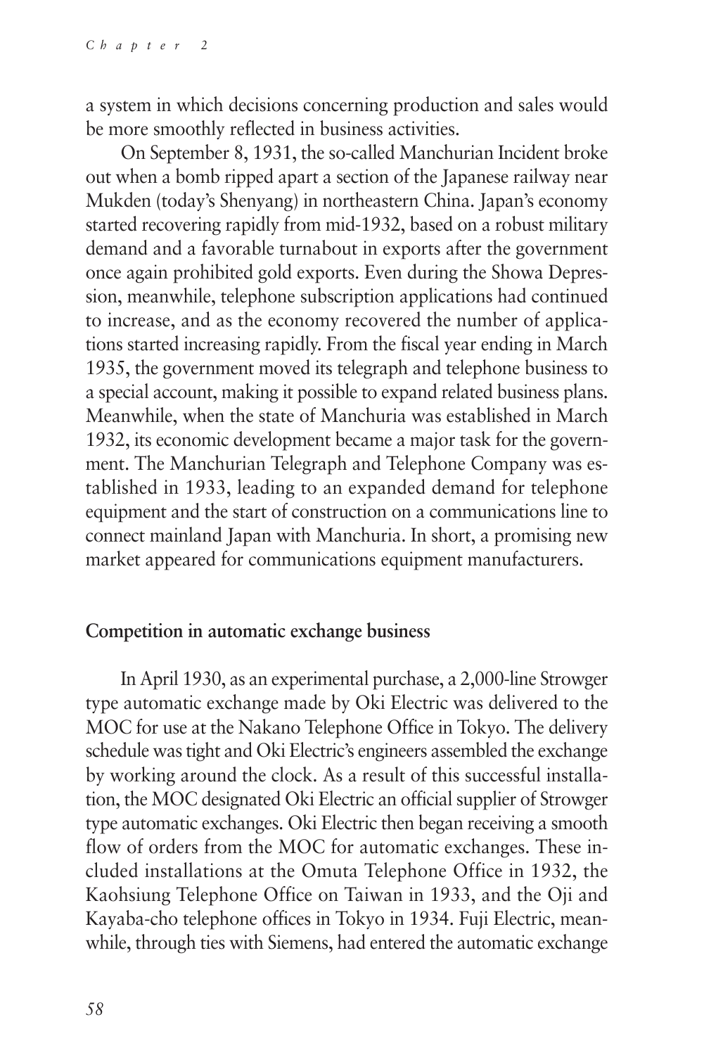a system in which decisions concerning production and sales would be more smoothly reflected in business activities.

On September 8, 1931, the so-called Manchurian Incident broke out when a bomb ripped apart a section of the Japanese railway near Mukden (today's Shenyang) in northeastern China. Japan's economy started recovering rapidly from mid-1932, based on a robust military demand and a favorable turnabout in exports after the government once again prohibited gold exports. Even during the Showa Depression, meanwhile, telephone subscription applications had continued to increase, and as the economy recovered the number of applications started increasing rapidly. From the fiscal year ending in March 1935, the government moved its telegraph and telephone business to a special account, making it possible to expand related business plans. Meanwhile, when the state of Manchuria was established in March 1932, its economic development became a major task for the government. The Manchurian Telegraph and Telephone Company was established in 1933, leading to an expanded demand for telephone equipment and the start of construction on a communications line to connect mainland Japan with Manchuria. In short, a promising new market appeared for communications equipment manufacturers.

### Competition in automatic exchange business

In April 1930, as an experimental purchase, a 2,000-line Strowger type automatic exchange made by Oki Electric was delivered to the MOC for use at the Nakano Telephone Office in Tokyo. The delivery schedule was tight and Oki Electric's engineers assembled the exchange by working around the clock. As a result of this successful installation, the MOC designated Oki Electric an official supplier of Strowger type automatic exchanges. Oki Electric then began receiving a smooth flow of orders from the MOC for automatic exchanges. These included installations at the Omuta Telephone Office in 1932, the Kaohsiung Telephone Office on Taiwan in 1933, and the Oji and Kayaba-cho telephone offices in Tokyo in 1934. Fuji Electric, meanwhile, through ties with Siemens, had entered the automatic exchange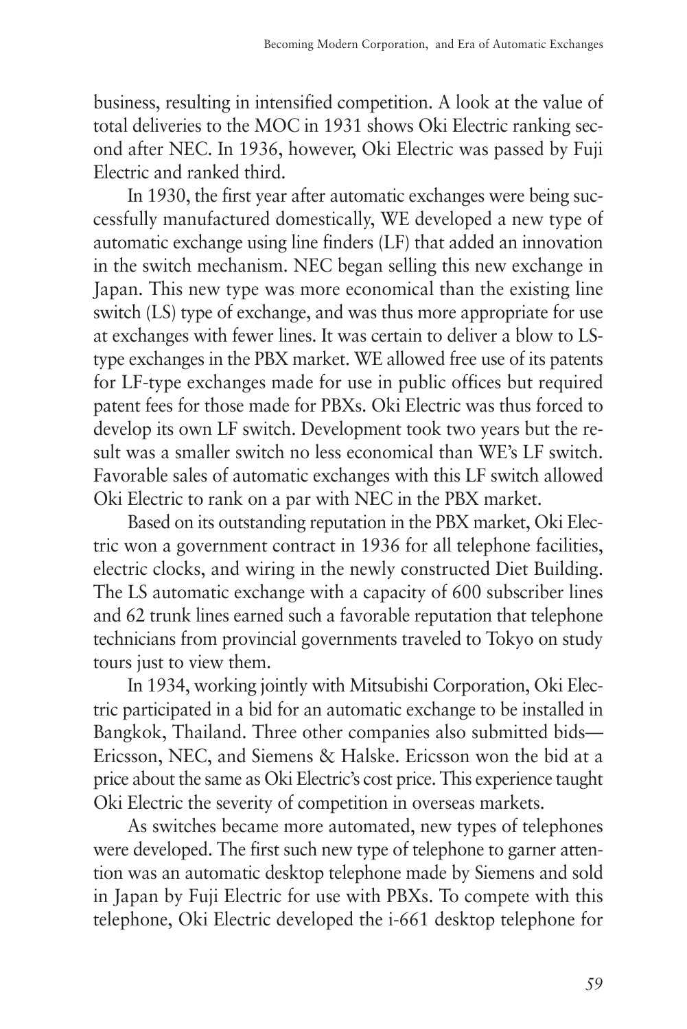business, resulting in intensified competition. A look at the value of total deliveries to the MOC in 1931 shows Oki Electric ranking second after NEC. In 1936, however, Oki Electric was passed by Fuji Electric and ranked third.

In 1930, the first year after automatic exchanges were being successfully manufactured domestically, WE developed a new type of automatic exchange using line finders (LF) that added an innovation in the switch mechanism. NEC began selling this new exchange in Japan. This new type was more economical than the existing line switch (LS) type of exchange, and was thus more appropriate for use at exchanges with fewer lines. It was certain to deliver a blow to LS-type exchanges in the PBX market. WE allowed free use of its patents for LF-type exchanges made for use in public offices but required patent fees for those made for PBXs. Oki Electric was thus forced to develop its own LF switch. Development took two years but the result was a smaller switch no less economical than WE's LF switch. Favorable sales of automatic exchanges with this LF switch allowed Oki Electric to rank on a par with NEC in the PBX market.

Based on its outstanding reputation in the PBX market, Oki Electric won a government contract in 1936 for all telephone facilities, electric clocks, and wiring in the newly constructed Diet Building. The LS automatic exchange with a capacity of 600 subscriber lines and 62 trunk lines earned such a favorable reputation that telephone technicians from provincial governments traveled to Tokyo on study tours just to view them.

In 1934, working jointly with Mitsubishi Corporation, Oki Electric participated in a bid for an automatic exchange to be installed in Bangkok, Thailand. Three other companies also submitted bids—Ericsson, NEC, and Siemens & Halske. Ericsson won the bid at a price about the same as Oki Electric's cost price. This experience taught Oki Electric the severity of competition in overseas markets.

As switches became more automated, new types of telephones were developed. The first such new type of telephone to garner attention was an automatic desktop telephone made by Siemens and sold in Japan by Fuji Electric for use with PBXs. To compete with this telephone, Oki Electric developed the i-661 desktop telephone for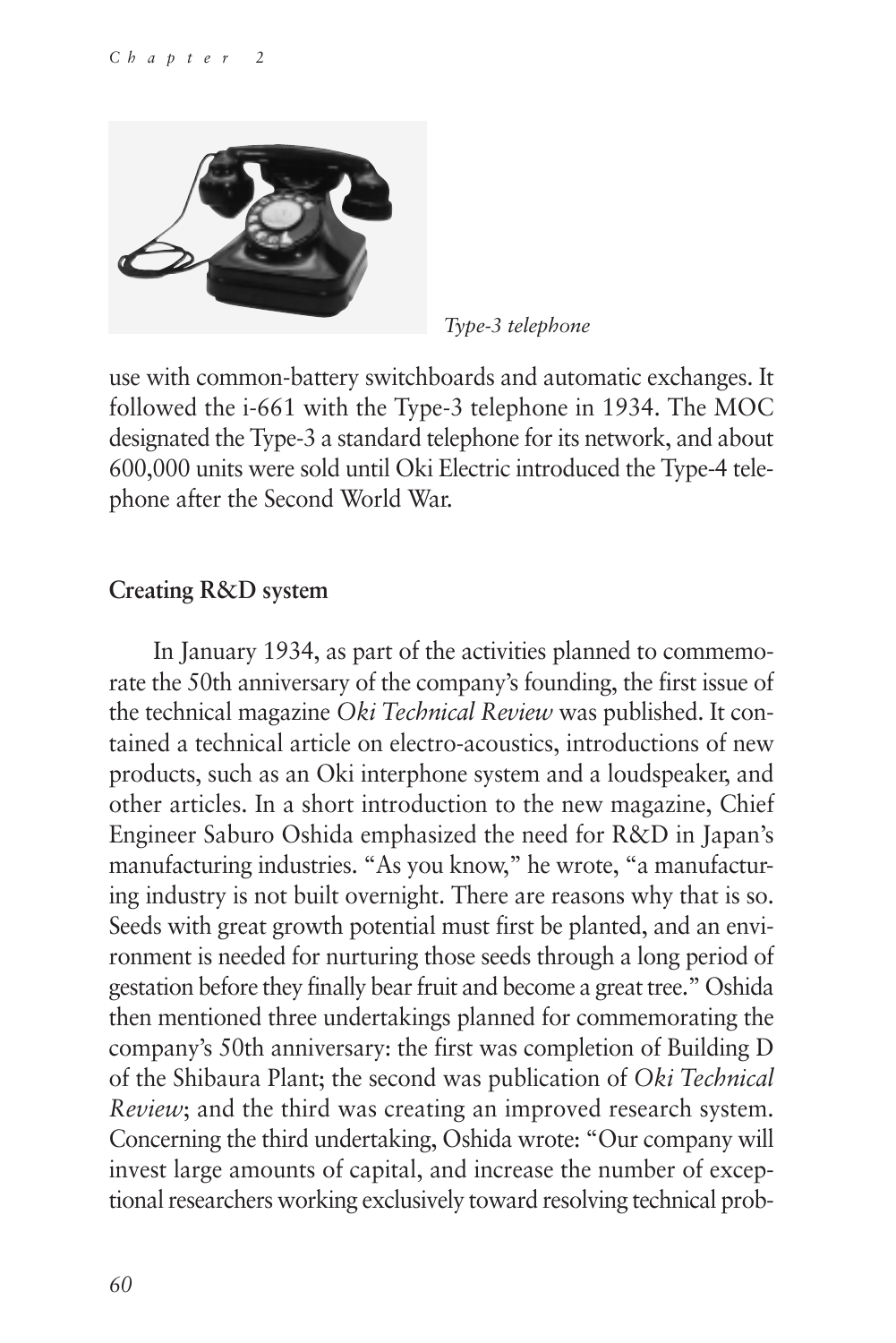*Type-3 telephone*

use with common-battery switchboards and automatic exchanges. It followed the i-661 with the Type-3 telephone in 1934. The MOC designated the Type-3 a standard telephone for its network, and about 600,000 units were sold until Oki Electric introduced the Type-4 telephone after the Second World War.

## Creating R&D system

In January 1934, as part of the activities planned to commemorate the 50th anniversary of the company's founding, the first issue of the technical magazine *Oki Technical Review* was published. It contained a technical article on electro-acoustics, introductions of new products, such as an Oki interphone system and a loudspeaker, and other articles. In a short introduction to the new magazine, Chief Engineer Saburo Oshida emphasized the need for R&D in Japan's manufacturing industries. "As you know," he wrote, "a manufacturing industry is not built overnight. There are reasons why that is so. Seeds with great growth potential must first be planted, and an environment is needed for nurturing those seeds through a long period of gestation before they finally bear fruit and become a great tree." Oshida then mentioned three undertakings planned for commemorating the company's 50th anniversary: the first was completion of Building D of the Shibaura Plant; the second was publication of *Oki Technical Review*; and the third was creating an improved research system. Concerning the third undertaking, Oshida wrote: "Our company will invest large amounts of capital, and increase the number of exceptional researchers working exclusively toward resolving technical prob-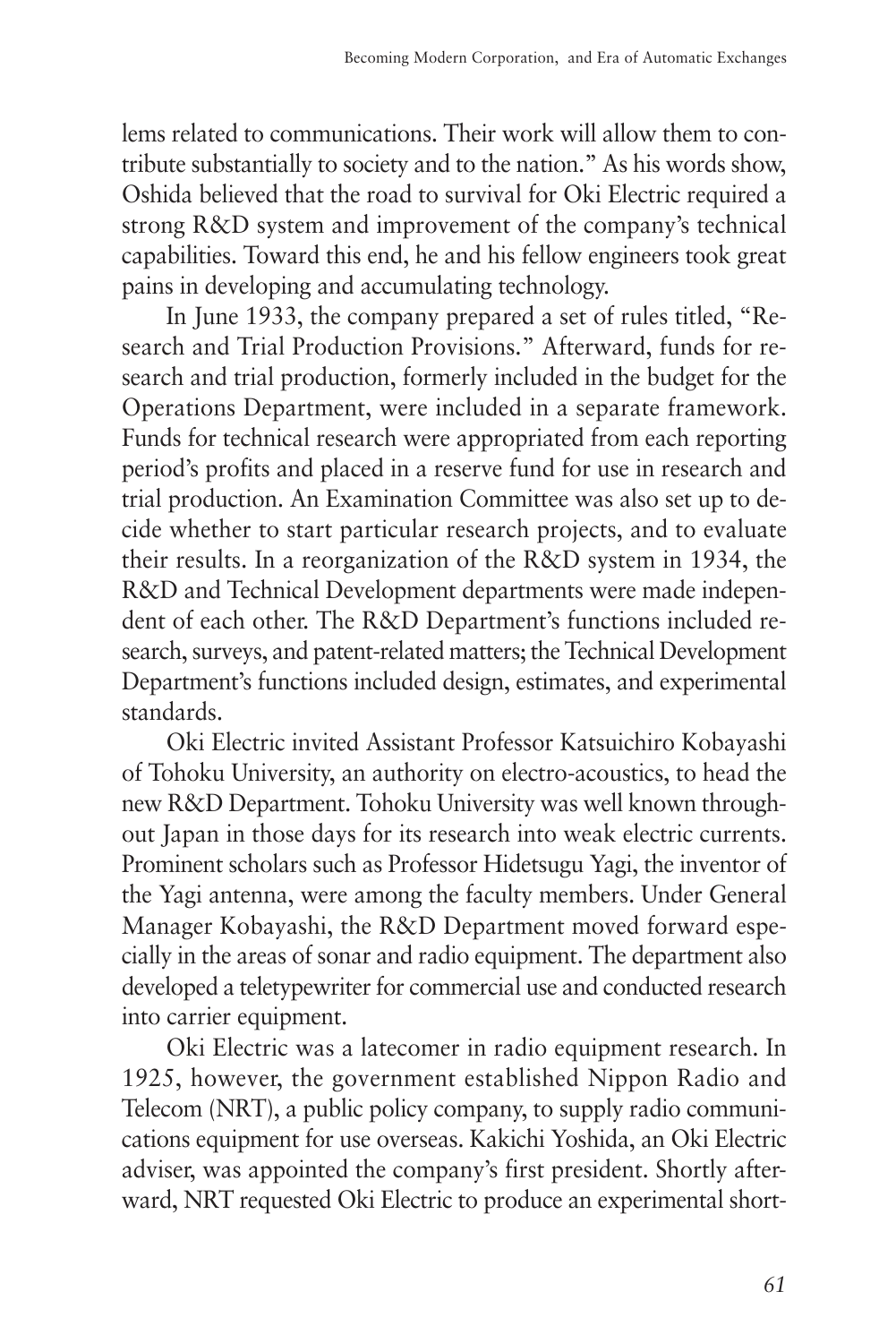lems related to communications. Their work will allow them to contribute substantially to society and to the nation." As his words show, Oshida believed that the road to survival for Oki Electric required a strong R&D system and improvement of the company's technical capabilities. Toward this end, he and his fellow engineers took great pains in developing and accumulating technology.

In June 1933, the company prepared a set of rules titled, "Research and Trial Production Provisions." Afterward, funds for research and trial production, formerly included in the budget for the Operations Department, were included in a separate framework. Funds for technical research were appropriated from each reporting period's profits and placed in a reserve fund for use in research and trial production. An Examination Committee was also set up to decide whether to start particular research projects, and to evaluate their results. In a reorganization of the R&D system in 1934, the R&D and Technical Development departments were made independent of each other. The R&D Department's functions included research, surveys, and patent-related matters; the Technical Development Department's functions included design, estimates, and experimental standards.

Oki Electric invited Assistant Professor Katsuichiro Kobayashi of Tohoku University, an authority on electro-acoustics, to head the new R&D Department. Tohoku University was well known throughout Japan in those days for its research into weak electric currents. Prominent scholars such as Professor Hidetsugu Yagi, the inventor of the Yagi antenna, were among the faculty members. Under General Manager Kobayashi, the R&D Department moved forward especially in the areas of sonar and radio equipment. The department also developed a teletypewriter for commercial use and conducted research into carrier equipment.

Oki Electric was a latecomer in radio equipment research. In 1925, however, the government established Nippon Radio and Telecom (NRT), a public policy company, to supply radio communications equipment for use overseas. Kakichi Yoshida, an Oki Electric adviser, was appointed the company's first president. Shortly afterward, NRT requested Oki Electric to produce an experimental short-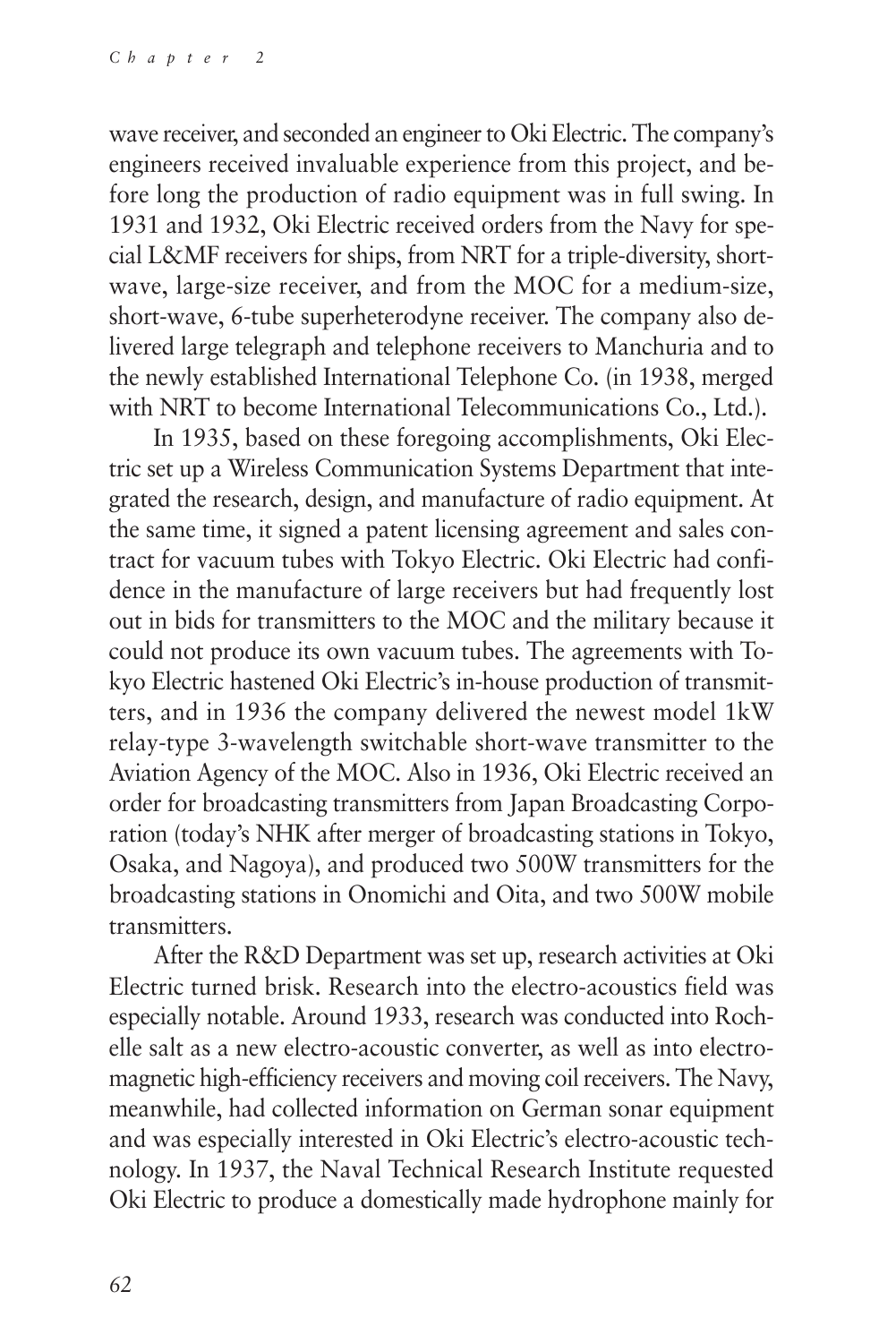wave receiver, and seconded an engineer to Oki Electric. The company's engineers received invaluable experience from this project, and before long the production of radio equipment was in full swing. In 1931 and 1932, Oki Electric received orders from the Navy for special L&MF receivers for ships, from NRT for a triple-diversity, short-wave, large-size receiver, and from the MOC for a medium-size, short-wave, 6-tube superheterodyne receiver. The company also delivered large telegraph and telephone receivers to Manchuria and to the newly established International Telephone Co. (in 1938, merged with NRT to become International Telecommunications Co., Ltd.).

In 1935, based on these foregoing accomplishments, Oki Electric set up a Wireless Communication Systems Department that integrated the research, design, and manufacture of radio equipment. At the same time, it signed a patent licensing agreement and sales contract for vacuum tubes with Tokyo Electric. Oki Electric had confidence in the manufacture of large receivers but had frequently lost out in bids for transmitters to the MOC and the military because it could not produce its own vacuum tubes. The agreements with Tokyo Electric hastened Oki Electric's in-house production of transmitters, and in 1936 the company delivered the newest model 1kW relay-type 3-wavelength switchable short-wave transmitter to the Aviation Agency of the MOC. Also in 1936, Oki Electric received an order for broadcasting transmitters from Japan Broadcasting Corporation (today's NHK after merger of broadcasting stations in Tokyo, Osaka, and Nagoya), and produced two 500W transmitters for the broadcasting stations in Onomichi and Oita, and two 500W mobile transmitters.

After the R&D Department was set up, research activities at Oki Electric turned brisk. Research into the electro-acoustics field was especially notable. Around 1933, research was conducted into Rochelle salt as a new electro-acoustic converter, as well as into electromagnetic high-efficiency receivers and moving coil receivers. The Navy, meanwhile, had collected information on German sonar equipment and was especially interested in Oki Electric's electro-acoustic technology. In 1937, the Naval Technical Research Institute requested Oki Electric to produce a domestically made hydrophone mainly for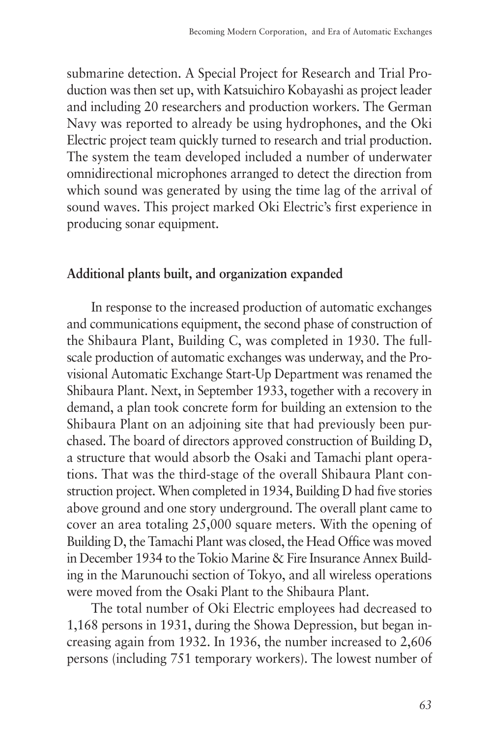submarine detection. A Special Project for Research and Trial Production was then set up, with Katsuichiro Kobayashi as project leader and including 20 researchers and production workers. The German Navy was reported to already be using hydrophones, and the Oki Electric project team quickly turned to research and trial production. The system the team developed included a number of underwater omnidirectional microphones arranged to detect the direction from which sound was generated by using the time lag of the arrival of sound waves. This project marked Oki Electric's first experience in producing sonar equipment.

## Additional plants built, and organization expanded

In response to the increased production of automatic exchanges and communications equipment, the second phase of construction of the Shibaura Plant, Building C, was completed in 1930. The full-scale production of automatic exchanges was underway, and the Provisional Automatic Exchange Start-Up Department was renamed the Shibaura Plant. Next, in September 1933, together with a recovery in demand, a plan took concrete form for building an extension to the Shibaura Plant on an adjoining site that had previously been purchased. The board of directors approved construction of Building D, a structure that would absorb the Osaki and Tamachi plant operations. That was the third-stage of the overall Shibaura Plant construction project. When completed in 1934, Building D had five stories above ground and one story underground. The overall plant came to cover an area totaling 25,000 square meters. With the opening of Building D, the Tamachi Plant was closed, the Head Office was moved in December 1934 to the Tokio Marine & Fire Insurance Annex Building in the Marunouchi section of Tokyo, and all wireless operations were moved from the Osaki Plant to the Shibaura Plant.

The total number of Oki Electric employees had decreased to 1,168 persons in 1931, during the Showa Depression, but began increasing again from 1932. In 1936, the number increased to 2,606 persons (including 751 temporary workers). The lowest number of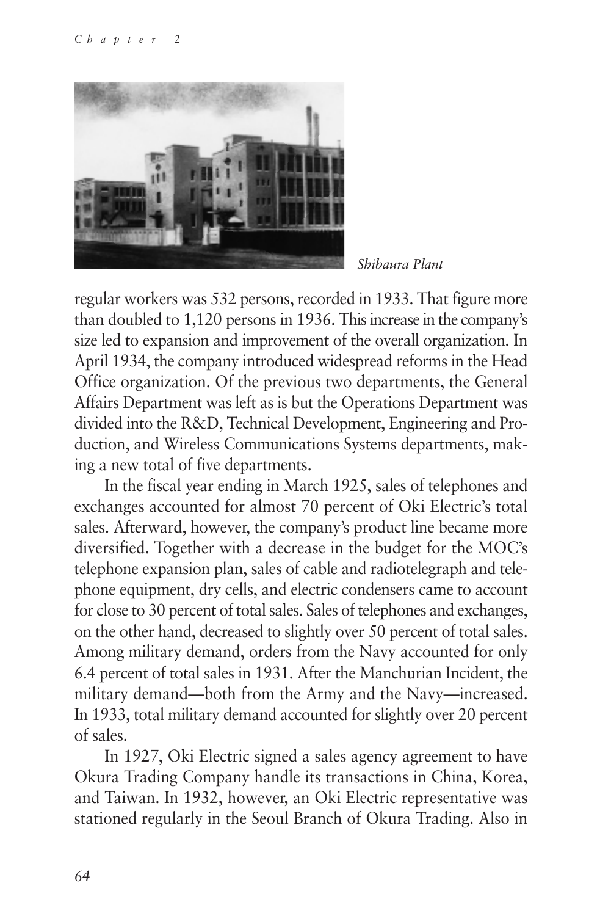*Shibaura Plant*

regular workers was 532 persons, recorded in 1933. That figure more than doubled to 1,120 persons in 1936. This increase in the company's size led to expansion and improvement of the overall organization. In April 1934, the company introduced widespread reforms in the Head Office organization. Of the previous two departments, the General Affairs Department was left as is but the Operations Department was divided into the R&D, Technical Development, Engineering and Production, and Wireless Communications Systems departments, making a new total of five departments.

In the fiscal year ending in March 1925, sales of telephones and exchanges accounted for almost 70 percent of Oki Electric's total sales. Afterward, however, the company's product line became more diversified. Together with a decrease in the budget for the MOC's telephone expansion plan, sales of cable and radiotelegraph and telephone equipment, dry cells, and electric condensers came to account for close to 30 percent of total sales. Sales of telephones and exchanges, on the other hand, decreased to slightly over 50 percent of total sales. Among military demand, orders from the Navy accounted for only 6.4 percent of total sales in 1931. After the Manchurian Incident, the military demand—both from the Army and the Navy—increased. In 1933, total military demand accounted for slightly over 20 percent of sales.

In 1927, Oki Electric signed a sales agency agreement to have Okura Trading Company handle its transactions in China, Korea, and Taiwan. In 1932, however, an Oki Electric representative was stationed regularly in the Seoul Branch of Okura Trading. Also in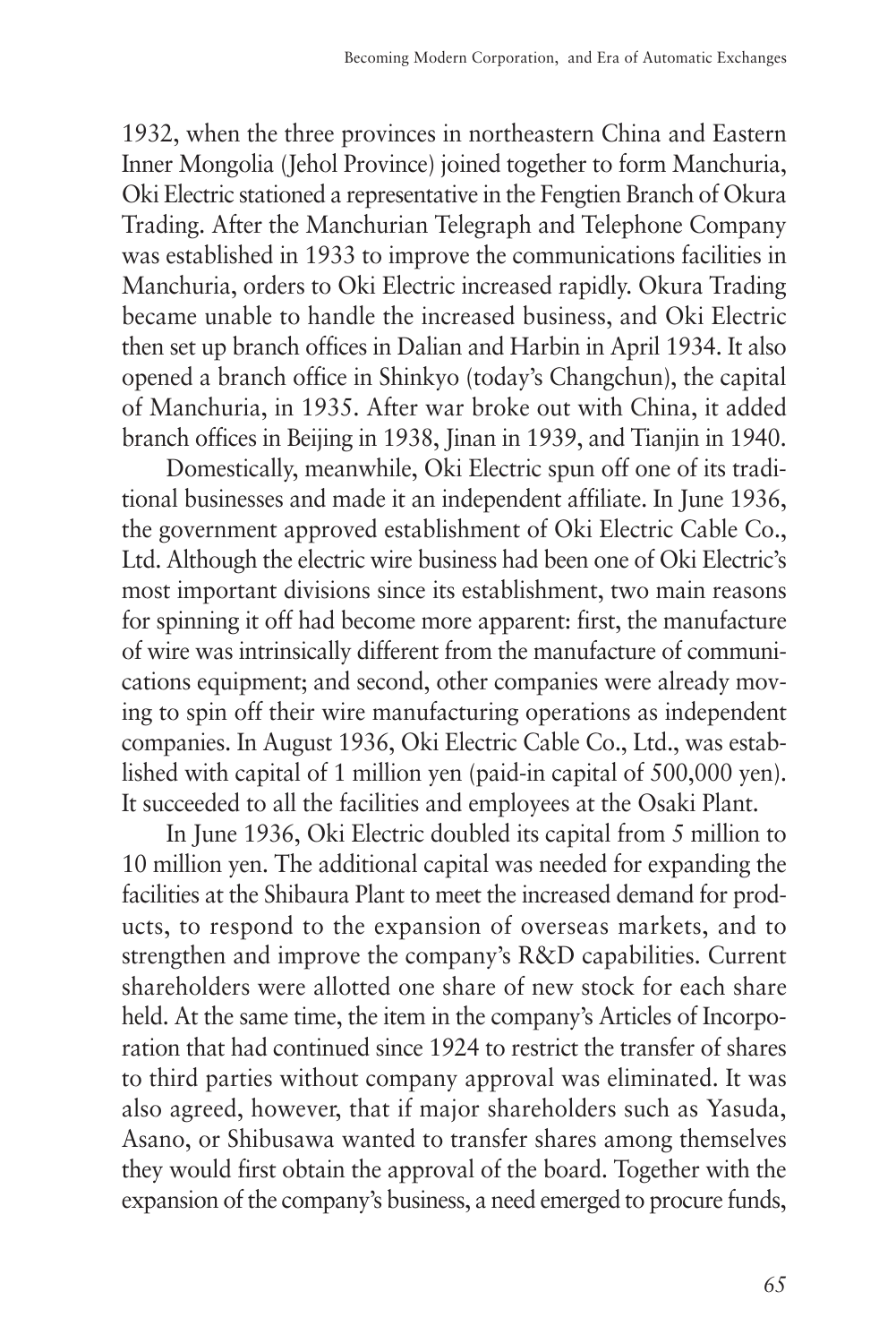1932, when the three provinces in northeastern China and Eastern Inner Mongolia (Jehol Province) joined together to form Manchuria, Oki Electric stationed a representative in the Fengtien Branch of Okura Trading. After the Manchurian Telegraph and Telephone Company was established in 1933 to improve the communications facilities in Manchuria, orders to Oki Electric increased rapidly. Okura Trading became unable to handle the increased business, and Oki Electric then set up branch offices in Dalian and Harbin in April 1934. It also opened a branch office in Shinkyo (today's Changchun), the capital of Manchuria, in 1935. After war broke out with China, it added branch offices in Beijing in 1938, Jinan in 1939, and Tianjin in 1940.

Domestically, meanwhile, Oki Electric spun off one of its traditional businesses and made it an independent affiliate. In June 1936, the government approved establishment of Oki Electric Cable Co., Ltd. Although the electric wire business had been one of Oki Electric's most important divisions since its establishment, two main reasons for spinning it off had become more apparent: first, the manufacture of wire was intrinsically different from the manufacture of communications equipment; and second, other companies were already moving to spin off their wire manufacturing operations as independent companies. In August 1936, Oki Electric Cable Co., Ltd., was established with capital of 1 million yen (paid-in capital of 500,000 yen). It succeeded to all the facilities and employees at the Osaki Plant.

In June 1936, Oki Electric doubled its capital from 5 million to 10 million yen. The additional capital was needed for expanding the facilities at the Shibaura Plant to meet the increased demand for products, to respond to the expansion of overseas markets, and to strengthen and improve the company's R&D capabilities. Current shareholders were allotted one share of new stock for each share held. At the same time, the item in the company's Articles of Incorporation that had continued since 1924 to restrict the transfer of shares to third parties without company approval was eliminated. It was also agreed, however, that if major shareholders such as Yasuda, Asano, or Shibusawa wanted to transfer shares among themselves they would first obtain the approval of the board. Together with the expansion of the company's business, a need emerged to procure funds,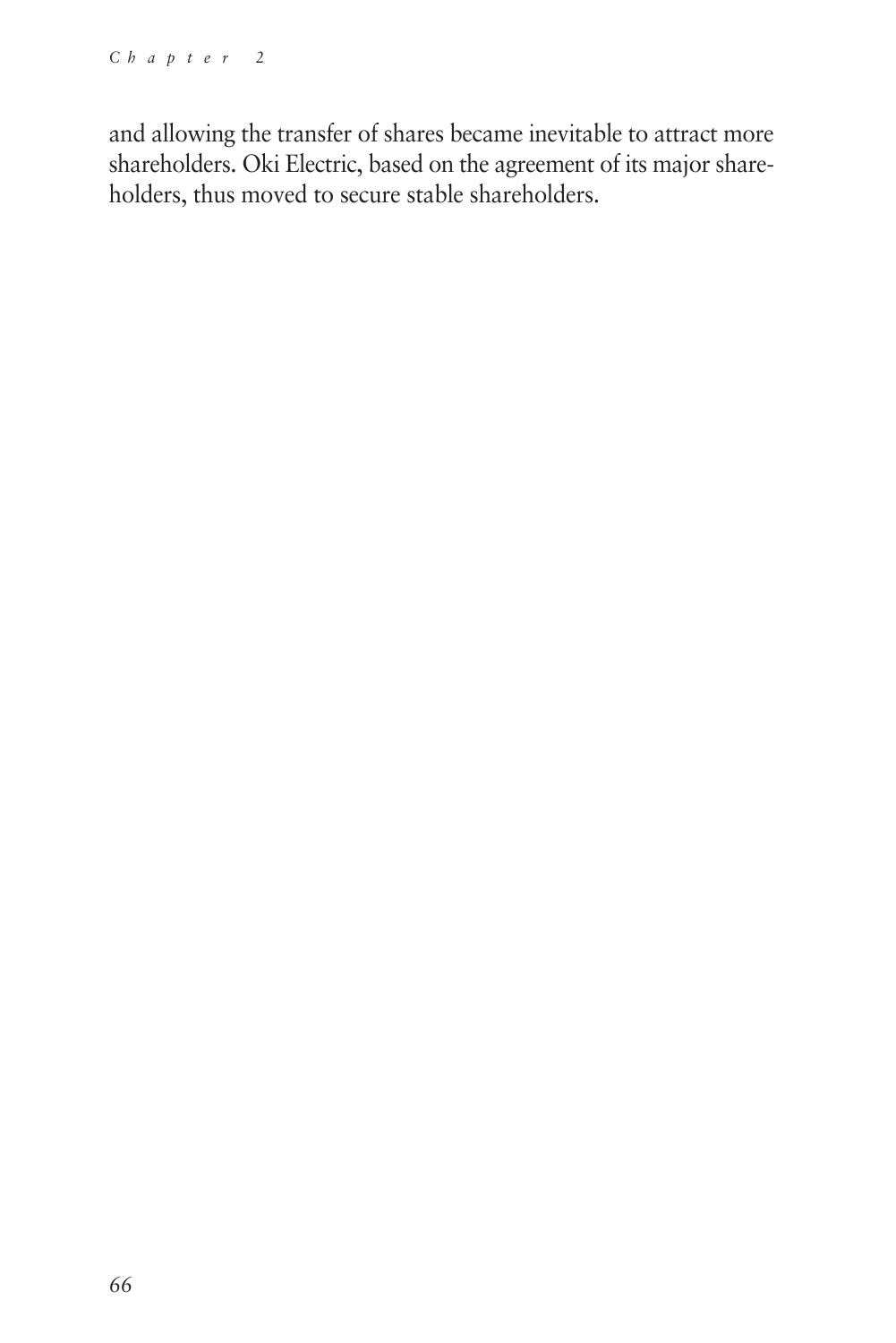and allowing the transfer of shares became inevitable to attract more shareholders. Oki Electric, based on the agreement of its major shareholders, thus moved to secure stable shareholders.